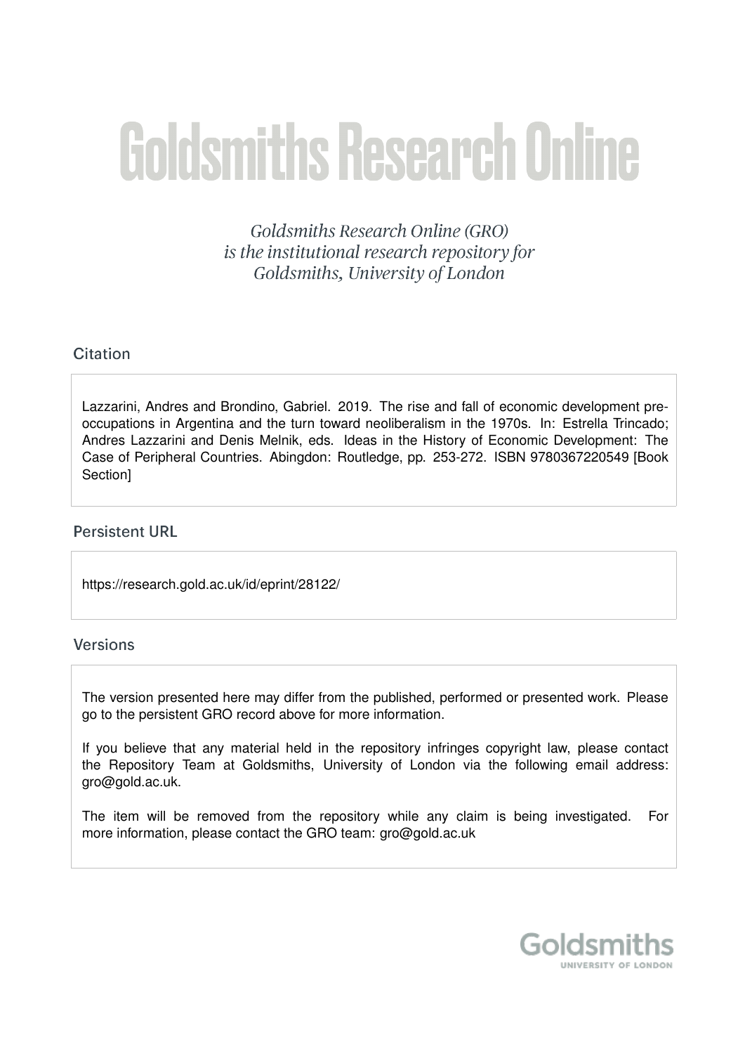# Goldsmiths Research Online

*Goldsmiths Research Online (GRO) is the institutional research repository for Goldsmiths, University of London*

## Citation

Lazzarini, Andres and Brondino, Gabriel. 2019. The rise and fall of economic development pre-occupations in Argentina and the turn toward neoliberalism in the 1970s. In: Estrella Trincado; Andres Lazzarini and Denis Melnik, eds. Ideas in the History of Economic Development: The Case of Peripheral Countries. Abingdon: Routledge, pp. 253-272. ISBN 9780367220549 [Book Section]

## Persistent URL

https://research.gold.ac.uk/id/eprint/28122/

## Versions

The version presented here may differ from the published, performed or presented work. Please go to the persistent GRO record above for more information.

If you believe that any material held in the repository infringes copyright law, please contact the Repository Team at Goldsmiths, University of London via the following email address: gro@gold.ac.uk.

The item will be removed from the repository while any claim is being investigated. For more information, please contact the GRO team: gro@gold.ac.uk

Goldsmiths
UNIVERSITY OF LONDON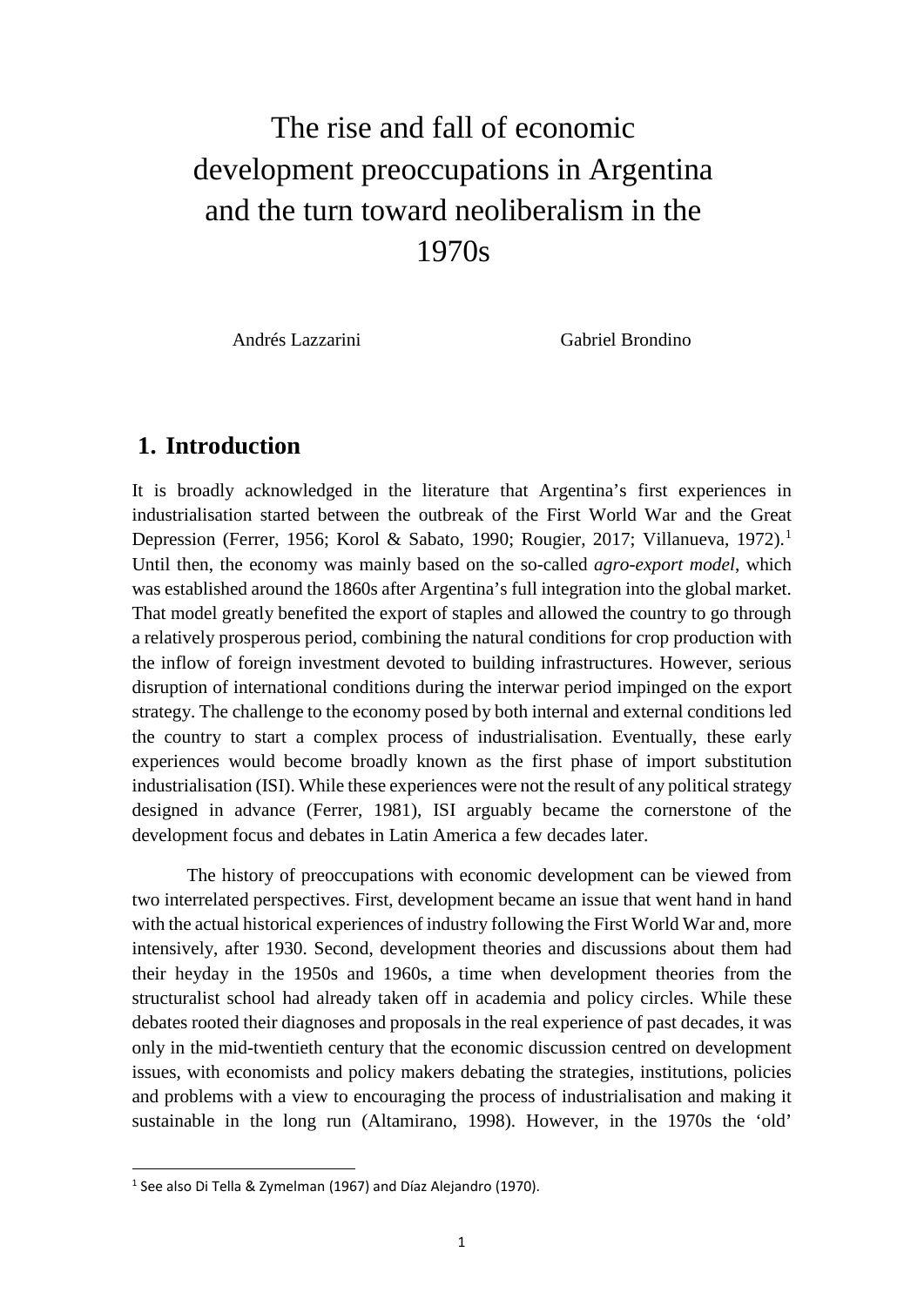# The rise and fall of economic development preoccupations in Argentina and the turn toward neoliberalism in the 1970s

Andrés Lazzarini Gabriel Brondino

## 1. Introduction

It is broadly acknowledged in the literature that Argentina's first experiences in industrialisation started between the outbreak of the First World War and the Great Depression (Ferrer, 1956; Korol & Sabato, 1990; Rougier, 2017; Villanueva, 1972).[1] Until then, the economy was mainly based on the so-called *agro-export model*, which was established around the 1860s after Argentina's full integration into the global market. That model greatly benefited the export of staples and allowed the country to go through a relatively prosperous period, combining the natural conditions for crop production with the inflow of foreign investment devoted to building infrastructures. However, serious disruption of international conditions during the interwar period impinged on the export strategy. The challenge to the economy posed by both internal and external conditions led the country to start a complex process of industrialisation. Eventually, these early experiences would become broadly known as the first phase of import substitution industrialisation (ISI). While these experiences were not the result of any political strategy designed in advance (Ferrer, 1981), ISI arguably became the cornerstone of the development focus and debates in Latin America a few decades later.

The history of preoccupations with economic development can be viewed from two interrelated perspectives. First, development became an issue that went hand in hand with the actual historical experiences of industry following the First World War and, more intensively, after 1930. Second, development theories and discussions about them had their heyday in the 1950s and 1960s, a time when development theories from the structuralist school had already taken off in academia and policy circles. While these debates rooted their diagnoses and proposals in the real experience of past decades, it was only in the mid-twentieth century that the economic discussion centred on development issues, with economists and policy makers debating the strategies, institutions, policies and problems with a view to encouraging the process of industrialisation and making it sustainable in the long run (Altamirano, 1998). However, in the 1970s the 'old'

[1] See also Di Tella & Zymelman (1967) and Díaz Alejandro (1970).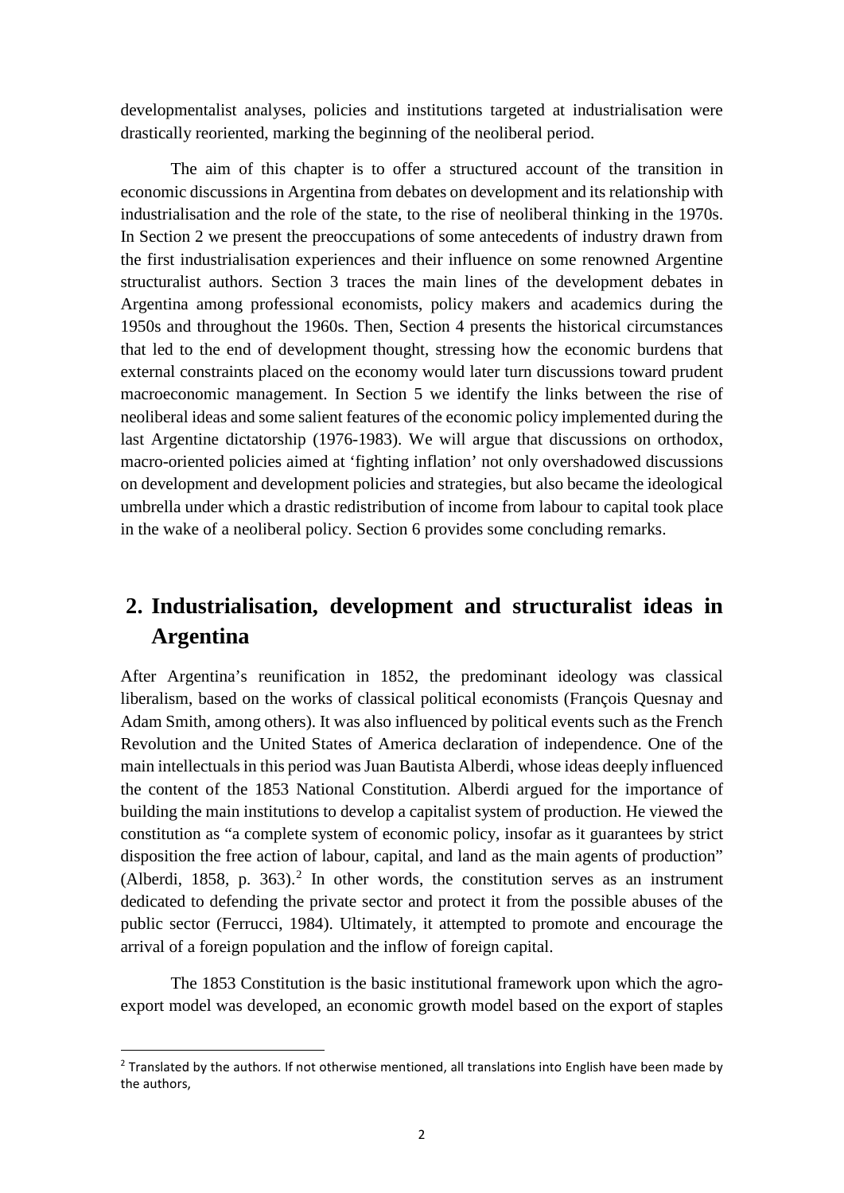developmentalist analyses, policies and institutions targeted at industrialisation were drastically reoriented, marking the beginning of the neoliberal period.

The aim of this chapter is to offer a structured account of the transition in economic discussions in Argentina from debates on development and its relationship with industrialisation and the role of the state, to the rise of neoliberal thinking in the 1970s. In Section 2 we present the preoccupations of some antecedents of industry drawn from the first industrialisation experiences and their influence on some renowned Argentine structuralist authors. Section 3 traces the main lines of the development debates in Argentina among professional economists, policy makers and academics during the 1950s and throughout the 1960s. Then, Section 4 presents the historical circumstances that led to the end of development thought, stressing how the economic burdens that external constraints placed on the economy would later turn discussions toward prudent macroeconomic management. In Section 5 we identify the links between the rise of neoliberal ideas and some salient features of the economic policy implemented during the last Argentine dictatorship (1976-1983). We will argue that discussions on orthodox, macro-oriented policies aimed at 'fighting inflation' not only overshadowed discussions on development and development policies and strategies, but also became the ideological umbrella under which a drastic redistribution of income from labour to capital took place in the wake of a neoliberal policy. Section 6 provides some concluding remarks.

## 2. Industrialisation, development and structuralist ideas in Argentina

After Argentina's reunification in 1852, the predominant ideology was classical liberalism, based on the works of classical political economists (François Quesnay and Adam Smith, among others). It was also influenced by political events such as the French Revolution and the United States of America declaration of independence. One of the main intellectuals in this period was Juan Bautista Alberdi, whose ideas deeply influenced the content of the 1853 National Constitution. Alberdi argued for the importance of building the main institutions to develop a capitalist system of production. He viewed the constitution as "a complete system of economic policy, insofar as it guarantees by strict disposition the free action of labour, capital, and land as the main agents of production" (Alberdi, 1858, p. 363).[2] In other words, the constitution serves as an instrument dedicated to defending the private sector and protect it from the possible abuses of the public sector (Ferrucci, 1984). Ultimately, it attempted to promote and encourage the arrival of a foreign population and the inflow of foreign capital.

The 1853 Constitution is the basic institutional framework upon which the agro-export model was developed, an economic growth model based on the export of staples

[2] Translated by the authors. If not otherwise mentioned, all translations into English have been made by the authors,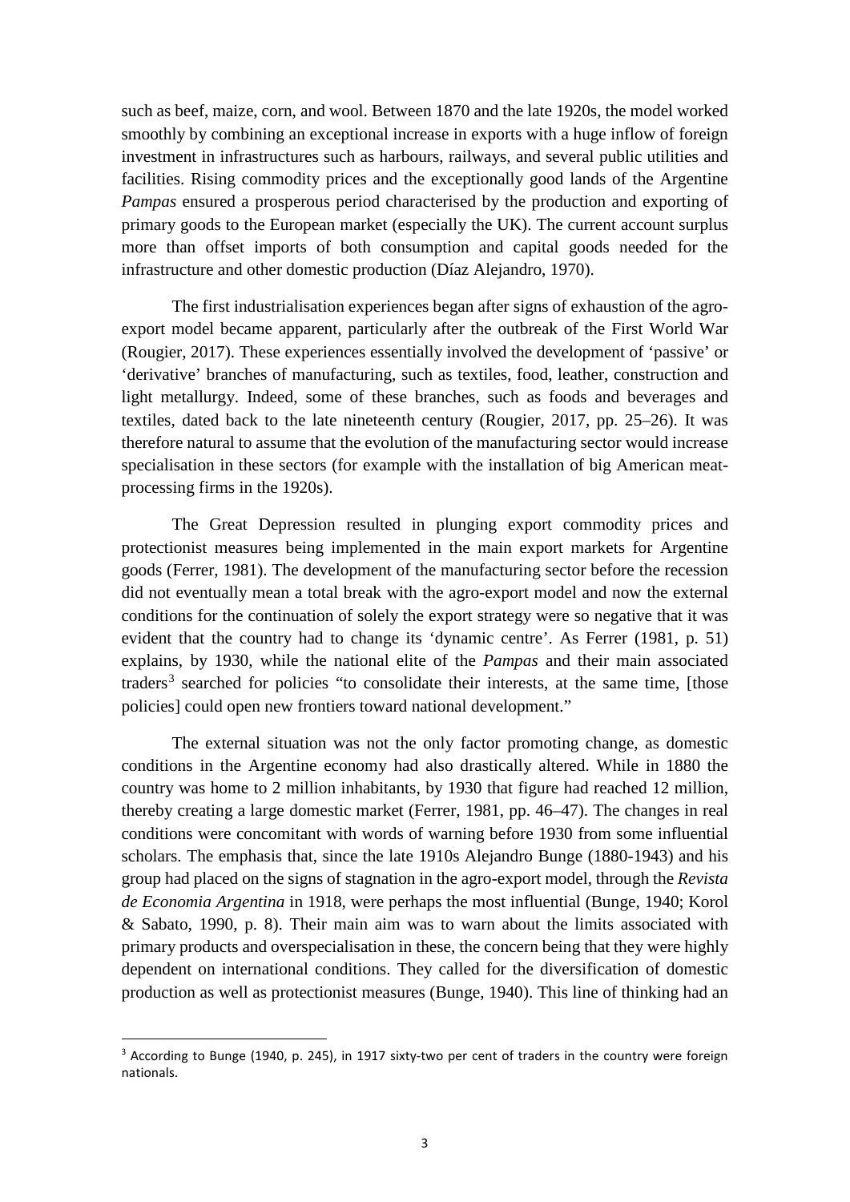such as beef, maize, corn, and wool. Between 1870 and the late 1920s, the model worked smoothly by combining an exceptional increase in exports with a huge inflow of foreign investment in infrastructures such as harbours, railways, and several public utilities and facilities. Rising commodity prices and the exceptionally good lands of the Argentine *Pampas* ensured a prosperous period characterised by the production and exporting of primary goods to the European market (especially the UK). The current account surplus more than offset imports of both consumption and capital goods needed for the infrastructure and other domestic production (Díaz Alejandro, 1970).

The first industrialisation experiences began after signs of exhaustion of the agro-export model became apparent, particularly after the outbreak of the First World War (Rougier, 2017). These experiences essentially involved the development of 'passive' or 'derivative' branches of manufacturing, such as textiles, food, leather, construction and light metallurgy. Indeed, some of these branches, such as foods and beverages and textiles, dated back to the late nineteenth century (Rougier, 2017, pp. 25–26). It was therefore natural to assume that the evolution of the manufacturing sector would increase specialisation in these sectors (for example with the installation of big American meat-processing firms in the 1920s).

The Great Depression resulted in plunging export commodity prices and protectionist measures being implemented in the main export markets for Argentine goods (Ferrer, 1981). The development of the manufacturing sector before the recession did not eventually mean a total break with the agro-export model and now the external conditions for the continuation of solely the export strategy were so negative that it was evident that the country had to change its 'dynamic centre'. As Ferrer (1981, p. 51) explains, by 1930, while the national elite of the *Pampas* and their main associated traders[3] searched for policies "to consolidate their interests, at the same time, [those policies] could open new frontiers toward national development."

The external situation was not the only factor promoting change, as domestic conditions in the Argentine economy had also drastically altered. While in 1880 the country was home to 2 million inhabitants, by 1930 that figure had reached 12 million, thereby creating a large domestic market (Ferrer, 1981, pp. 46–47). The changes in real conditions were concomitant with words of warning before 1930 from some influential scholars. The emphasis that, since the late 1910s Alejandro Bunge (1880-1943) and his group had placed on the signs of stagnation in the agro-export model, through the *Revista de Economia Argentina* in 1918, were perhaps the most influential (Bunge, 1940; Korol & Sabato, 1990, p. 8). Their main aim was to warn about the limits associated with primary products and overspecialisation in these, the concern being that they were highly dependent on international conditions. They called for the diversification of domestic production as well as protectionist measures (Bunge, 1940). This line of thinking had an

[3] According to Bunge (1940, p. 245), in 1917 sixty-two per cent of traders in the country were foreign nationals.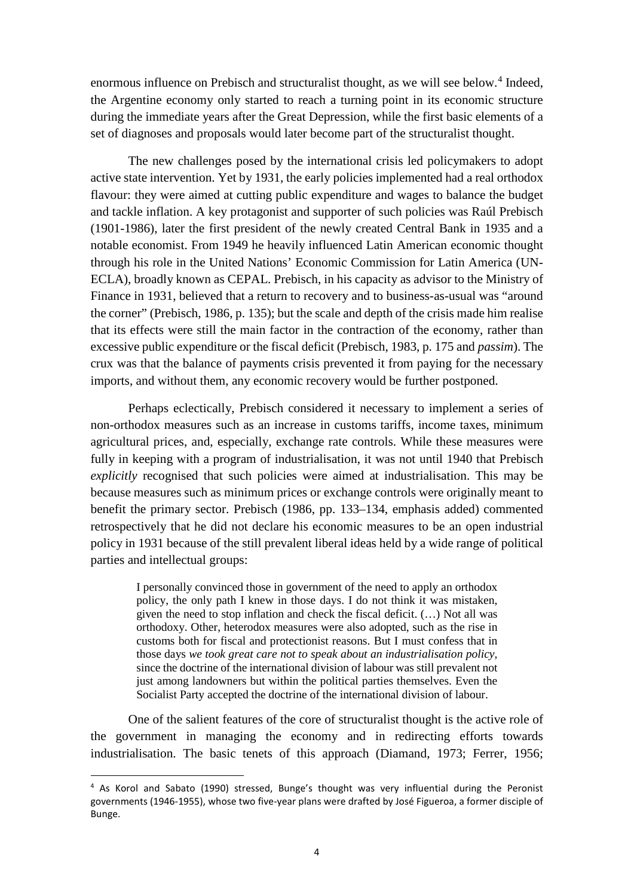enormous influence on Prebisch and structuralist thought, as we will see below.[4] Indeed, the Argentine economy only started to reach a turning point in its economic structure during the immediate years after the Great Depression, while the first basic elements of a set of diagnoses and proposals would later become part of the structuralist thought.

The new challenges posed by the international crisis led policymakers to adopt active state intervention. Yet by 1931, the early policies implemented had a real orthodox flavour: they were aimed at cutting public expenditure and wages to balance the budget and tackle inflation. A key protagonist and supporter of such policies was Raúl Prebisch (1901-1986), later the first president of the newly created Central Bank in 1935 and a notable economist. From 1949 he heavily influenced Latin American economic thought through his role in the United Nations' Economic Commission for Latin America (UN-ECLA), broadly known as CEPAL. Prebisch, in his capacity as advisor to the Ministry of Finance in 1931, believed that a return to recovery and to business-as-usual was "around the corner" (Prebisch, 1986, p. 135); but the scale and depth of the crisis made him realise that its effects were still the main factor in the contraction of the economy, rather than excessive public expenditure or the fiscal deficit (Prebisch, 1983, p. 175 and *passim*). The crux was that the balance of payments crisis prevented it from paying for the necessary imports, and without them, any economic recovery would be further postponed.

Perhaps eclectically, Prebisch considered it necessary to implement a series of non-orthodox measures such as an increase in customs tariffs, income taxes, minimum agricultural prices, and, especially, exchange rate controls. While these measures were fully in keeping with a program of industrialisation, it was not until 1940 that Prebisch *explicitly* recognised that such policies were aimed at industrialisation. This may be because measures such as minimum prices or exchange controls were originally meant to benefit the primary sector. Prebisch (1986, pp. 133–134, emphasis added) commented retrospectively that he did not declare his economic measures to be an open industrial policy in 1931 because of the still prevalent liberal ideas held by a wide range of political parties and intellectual groups:

> I personally convinced those in government of the need to apply an orthodox policy, the only path I knew in those days. I do not think it was mistaken, given the need to stop inflation and check the fiscal deficit. (…) Not all was orthodoxy. Other, heterodox measures were also adopted, such as the rise in customs both for fiscal and protectionist reasons. But I must confess that in those days *we took great care not to speak about an industrialisation policy*, since the doctrine of the international division of labour was still prevalent not just among landowners but within the political parties themselves. Even the Socialist Party accepted the doctrine of the international division of labour.

One of the salient features of the core of structuralist thought is the active role of the government in managing the economy and in redirecting efforts towards industrialisation. The basic tenets of this approach (Diamand, 1973; Ferrer, 1956;

[4] As Korol and Sabato (1990) stressed, Bunge's thought was very influential during the Peronist governments (1946-1955), whose two five-year plans were drafted by José Figueroa, a former disciple of Bunge.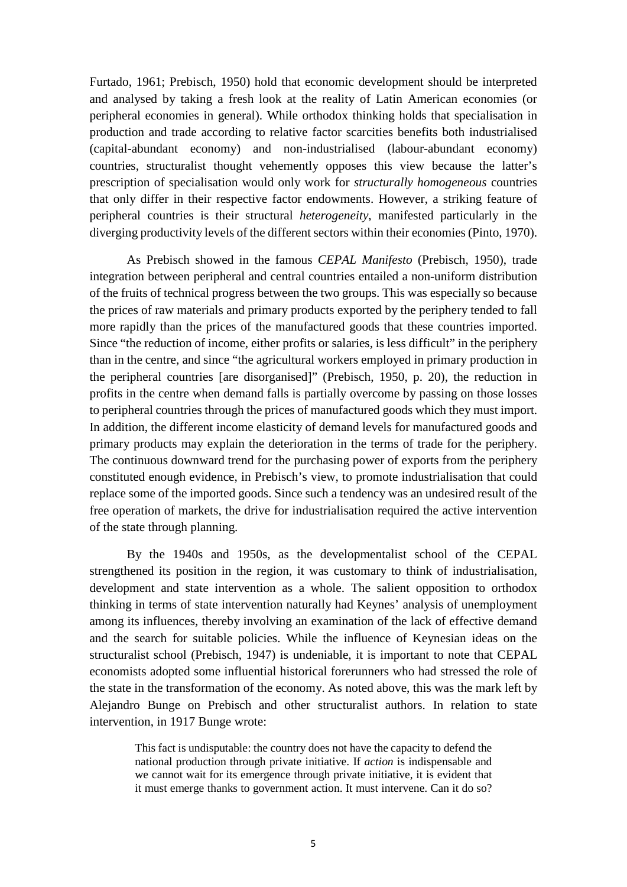Furtado, 1961; Prebisch, 1950) hold that economic development should be interpreted and analysed by taking a fresh look at the reality of Latin American economies (or peripheral economies in general). While orthodox thinking holds that specialisation in production and trade according to relative factor scarcities benefits both industrialised (capital-abundant economy) and non-industrialised (labour-abundant economy) countries, structuralist thought vehemently opposes this view because the latter's prescription of specialisation would only work for *structurally homogeneous* countries that only differ in their respective factor endowments. However, a striking feature of peripheral countries is their structural *heterogeneity*, manifested particularly in the diverging productivity levels of the different sectors within their economies (Pinto, 1970).

As Prebisch showed in the famous *CEPAL Manifesto* (Prebisch, 1950), trade integration between peripheral and central countries entailed a non-uniform distribution of the fruits of technical progress between the two groups. This was especially so because the prices of raw materials and primary products exported by the periphery tended to fall more rapidly than the prices of the manufactured goods that these countries imported. Since "the reduction of income, either profits or salaries, is less difficult" in the periphery than in the centre, and since "the agricultural workers employed in primary production in the peripheral countries [are disorganised]" (Prebisch, 1950, p. 20), the reduction in profits in the centre when demand falls is partially overcome by passing on those losses to peripheral countries through the prices of manufactured goods which they must import. In addition, the different income elasticity of demand levels for manufactured goods and primary products may explain the deterioration in the terms of trade for the periphery. The continuous downward trend for the purchasing power of exports from the periphery constituted enough evidence, in Prebisch's view, to promote industrialisation that could replace some of the imported goods. Since such a tendency was an undesired result of the free operation of markets, the drive for industrialisation required the active intervention of the state through planning.

By the 1940s and 1950s, as the developmentalist school of the CEPAL strengthened its position in the region, it was customary to think of industrialisation, development and state intervention as a whole. The salient opposition to orthodox thinking in terms of state intervention naturally had Keynes' analysis of unemployment among its influences, thereby involving an examination of the lack of effective demand and the search for suitable policies. While the influence of Keynesian ideas on the structuralist school (Prebisch, 1947) is undeniable, it is important to note that CEPAL economists adopted some influential historical forerunners who had stressed the role of the state in the transformation of the economy. As noted above, this was the mark left by Alejandro Bunge on Prebisch and other structuralist authors. In relation to state intervention, in 1917 Bunge wrote:

> This fact is undisputable: the country does not have the capacity to defend the national production through private initiative. If *action* is indispensable and we cannot wait for its emergence through private initiative, it is evident that it must emerge thanks to government action. It must intervene. Can it do so?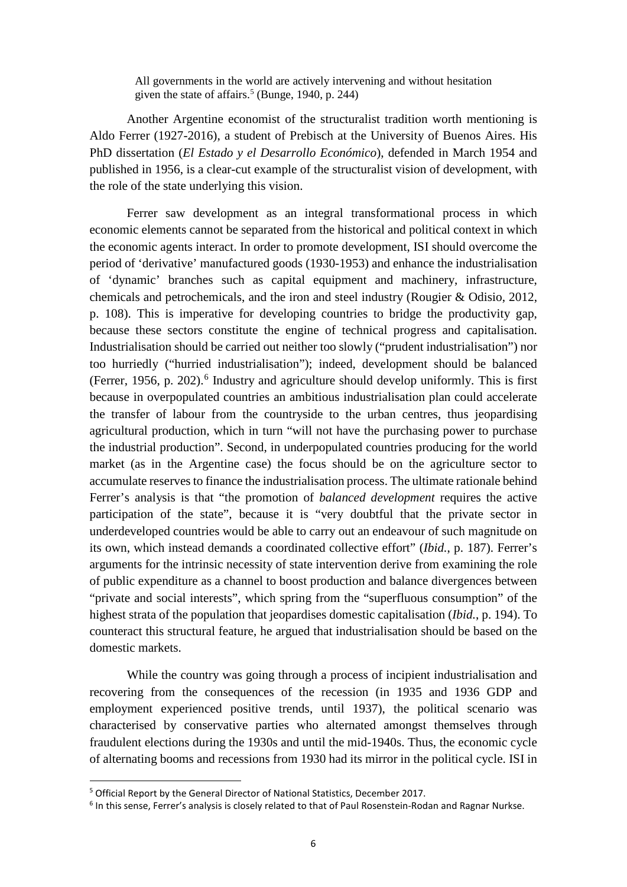> All governments in the world are actively intervening and without hesitation given the state of affairs.[5] (Bunge, 1940, p. 244)

Another Argentine economist of the structuralist tradition worth mentioning is Aldo Ferrer (1927-2016), a student of Prebisch at the University of Buenos Aires. His PhD dissertation (*El Estado y el Desarrollo Económico*), defended in March 1954 and published in 1956, is a clear-cut example of the structuralist vision of development, with the role of the state underlying this vision.

Ferrer saw development as an integral transformational process in which economic elements cannot be separated from the historical and political context in which the economic agents interact. In order to promote development, ISI should overcome the period of 'derivative' manufactured goods (1930-1953) and enhance the industrialisation of 'dynamic' branches such as capital equipment and machinery, infrastructure, chemicals and petrochemicals, and the iron and steel industry (Rougier & Odisio, 2012, p. 108). This is imperative for developing countries to bridge the productivity gap, because these sectors constitute the engine of technical progress and capitalisation. Industrialisation should be carried out neither too slowly ("prudent industrialisation") nor too hurriedly ("hurried industrialisation"); indeed, development should be balanced (Ferrer, 1956, p. 202).[6] Industry and agriculture should develop uniformly. This is first because in overpopulated countries an ambitious industrialisation plan could accelerate the transfer of labour from the countryside to the urban centres, thus jeopardising agricultural production, which in turn "will not have the purchasing power to purchase the industrial production". Second, in underpopulated countries producing for the world market (as in the Argentine case) the focus should be on the agriculture sector to accumulate reserves to finance the industrialisation process. The ultimate rationale behind Ferrer's analysis is that "the promotion of *balanced development* requires the active participation of the state", because it is "very doubtful that the private sector in underdeveloped countries would be able to carry out an endeavour of such magnitude on its own, which instead demands a coordinated collective effort" (*Ibid.*, p. 187). Ferrer's arguments for the intrinsic necessity of state intervention derive from examining the role of public expenditure as a channel to boost production and balance divergences between "private and social interests", which spring from the "superfluous consumption" of the highest strata of the population that jeopardises domestic capitalisation (*Ibid.*, p. 194). To counteract this structural feature, he argued that industrialisation should be based on the domestic markets.

While the country was going through a process of incipient industrialisation and recovering from the consequences of the recession (in 1935 and 1936 GDP and employment experienced positive trends, until 1937), the political scenario was characterised by conservative parties who alternated amongst themselves through fraudulent elections during the 1930s and until the mid-1940s. Thus, the economic cycle of alternating booms and recessions from 1930 had its mirror in the political cycle. ISI in

---

[5] Official Report by the General Director of National Statistics, December 2017.

[6] In this sense, Ferrer's analysis is closely related to that of Paul Rosenstein-Rodan and Ragnar Nurkse.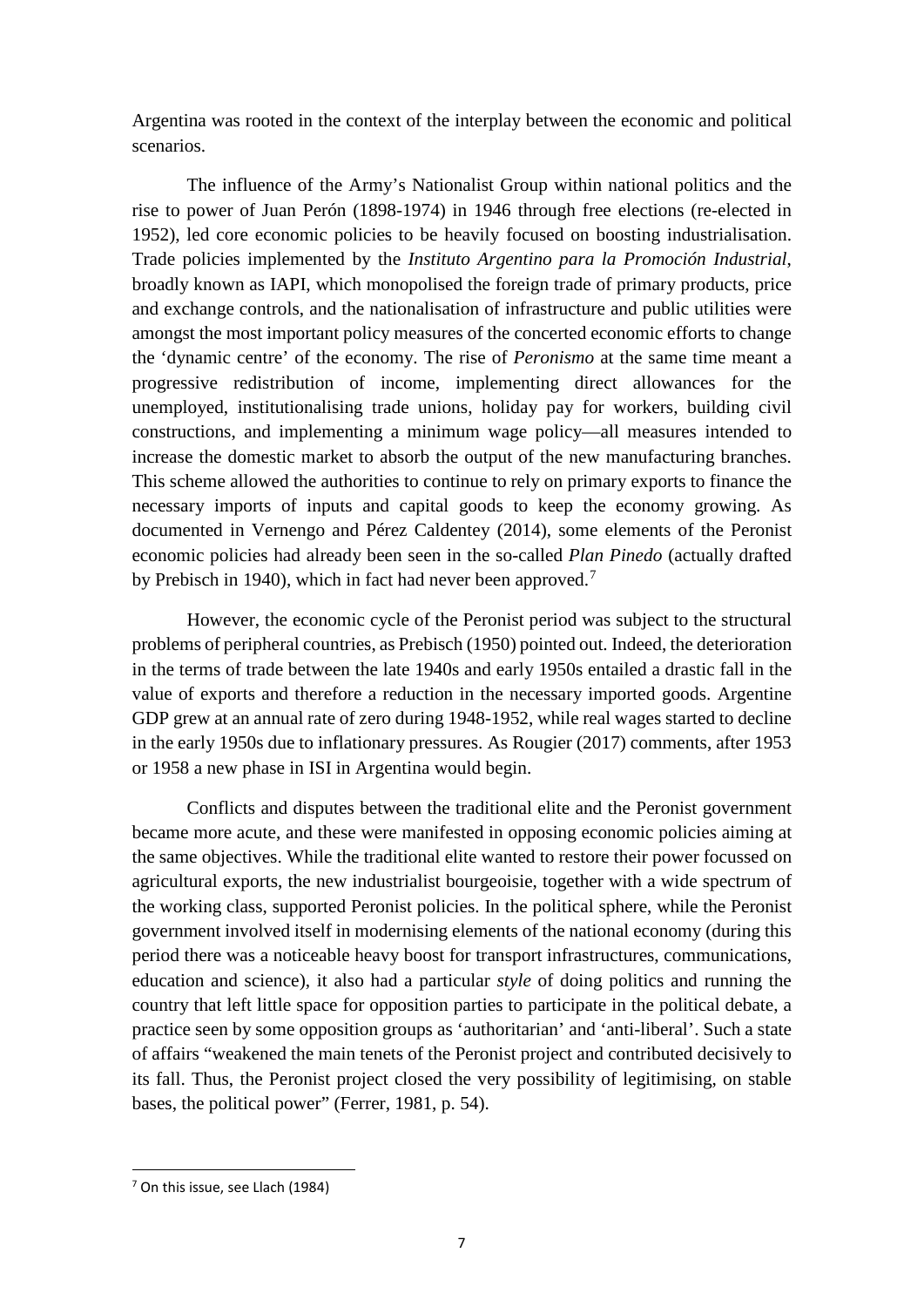Argentina was rooted in the context of the interplay between the economic and political scenarios.

The influence of the Army's Nationalist Group within national politics and the rise to power of Juan Perón (1898-1974) in 1946 through free elections (re-elected in 1952), led core economic policies to be heavily focused on boosting industrialisation. Trade policies implemented by the *Instituto Argentino para la Promoción Industrial*, broadly known as IAPI, which monopolised the foreign trade of primary products, price and exchange controls, and the nationalisation of infrastructure and public utilities were amongst the most important policy measures of the concerted economic efforts to change the 'dynamic centre' of the economy. The rise of *Peronismo* at the same time meant a progressive redistribution of income, implementing direct allowances for the unemployed, institutionalising trade unions, holiday pay for workers, building civil constructions, and implementing a minimum wage policy—all measures intended to increase the domestic market to absorb the output of the new manufacturing branches. This scheme allowed the authorities to continue to rely on primary exports to finance the necessary imports of inputs and capital goods to keep the economy growing. As documented in Vernengo and Pérez Caldentey (2014), some elements of the Peronist economic policies had already been seen in the so-called *Plan Pinedo* (actually drafted by Prebisch in 1940), which in fact had never been approved.[7]

However, the economic cycle of the Peronist period was subject to the structural problems of peripheral countries, as Prebisch (1950) pointed out. Indeed, the deterioration in the terms of trade between the late 1940s and early 1950s entailed a drastic fall in the value of exports and therefore a reduction in the necessary imported goods. Argentine GDP grew at an annual rate of zero during 1948-1952, while real wages started to decline in the early 1950s due to inflationary pressures. As Rougier (2017) comments, after 1953 or 1958 a new phase in ISI in Argentina would begin.

Conflicts and disputes between the traditional elite and the Peronist government became more acute, and these were manifested in opposing economic policies aiming at the same objectives. While the traditional elite wanted to restore their power focussed on agricultural exports, the new industrialist bourgeoisie, together with a wide spectrum of the working class, supported Peronist policies. In the political sphere, while the Peronist government involved itself in modernising elements of the national economy (during this period there was a noticeable heavy boost for transport infrastructures, communications, education and science), it also had a particular *style* of doing politics and running the country that left little space for opposition parties to participate in the political debate, a practice seen by some opposition groups as 'authoritarian' and 'anti-liberal'. Such a state of affairs "weakened the main tenets of the Peronist project and contributed decisively to its fall. Thus, the Peronist project closed the very possibility of legitimising, on stable bases, the political power" (Ferrer, 1981, p. 54).

[7] On this issue, see Llach (1984)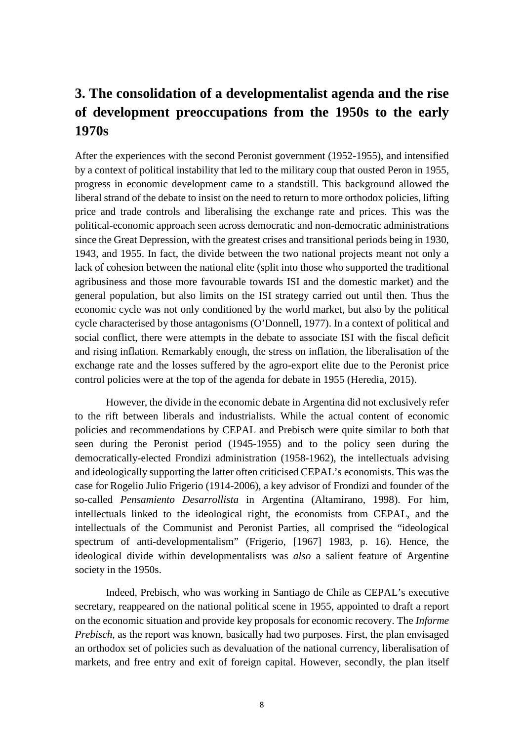## 3. The consolidation of a developmentalist agenda and the rise of development preoccupations from the 1950s to the early 1970s

After the experiences with the second Peronist government (1952-1955), and intensified by a context of political instability that led to the military coup that ousted Peron in 1955, progress in economic development came to a standstill. This background allowed the liberal strand of the debate to insist on the need to return to more orthodox policies, lifting price and trade controls and liberalising the exchange rate and prices. This was the political-economic approach seen across democratic and non-democratic administrations since the Great Depression, with the greatest crises and transitional periods being in 1930, 1943, and 1955. In fact, the divide between the two national projects meant not only a lack of cohesion between the national elite (split into those who supported the traditional agribusiness and those more favourable towards ISI and the domestic market) and the general population, but also limits on the ISI strategy carried out until then. Thus the economic cycle was not only conditioned by the world market, but also by the political cycle characterised by those antagonisms (O'Donnell, 1977). In a context of political and social conflict, there were attempts in the debate to associate ISI with the fiscal deficit and rising inflation. Remarkably enough, the stress on inflation, the liberalisation of the exchange rate and the losses suffered by the agro-export elite due to the Peronist price control policies were at the top of the agenda for debate in 1955 (Heredia, 2015).

However, the divide in the economic debate in Argentina did not exclusively refer to the rift between liberals and industrialists. While the actual content of economic policies and recommendations by CEPAL and Prebisch were quite similar to both that seen during the Peronist period (1945-1955) and to the policy seen during the democratically-elected Frondizi administration (1958-1962), the intellectuals advising and ideologically supporting the latter often criticised CEPAL's economists. This was the case for Rogelio Julio Frigerio (1914-2006), a key advisor of Frondizi and founder of the so-called *Pensamiento Desarrollista* in Argentina (Altamirano, 1998). For him, intellectuals linked to the ideological right, the economists from CEPAL, and the intellectuals of the Communist and Peronist Parties, all comprised the "ideological spectrum of anti-developmentalism" (Frigerio, [1967] 1983, p. 16). Hence, the ideological divide within developmentalists was *also* a salient feature of Argentine society in the 1950s.

Indeed, Prebisch, who was working in Santiago de Chile as CEPAL's executive secretary, reappeared on the national political scene in 1955, appointed to draft a report on the economic situation and provide key proposals for economic recovery. The *Informe Prebisch*, as the report was known, basically had two purposes. First, the plan envisaged an orthodox set of policies such as devaluation of the national currency, liberalisation of markets, and free entry and exit of foreign capital. However, secondly, the plan itself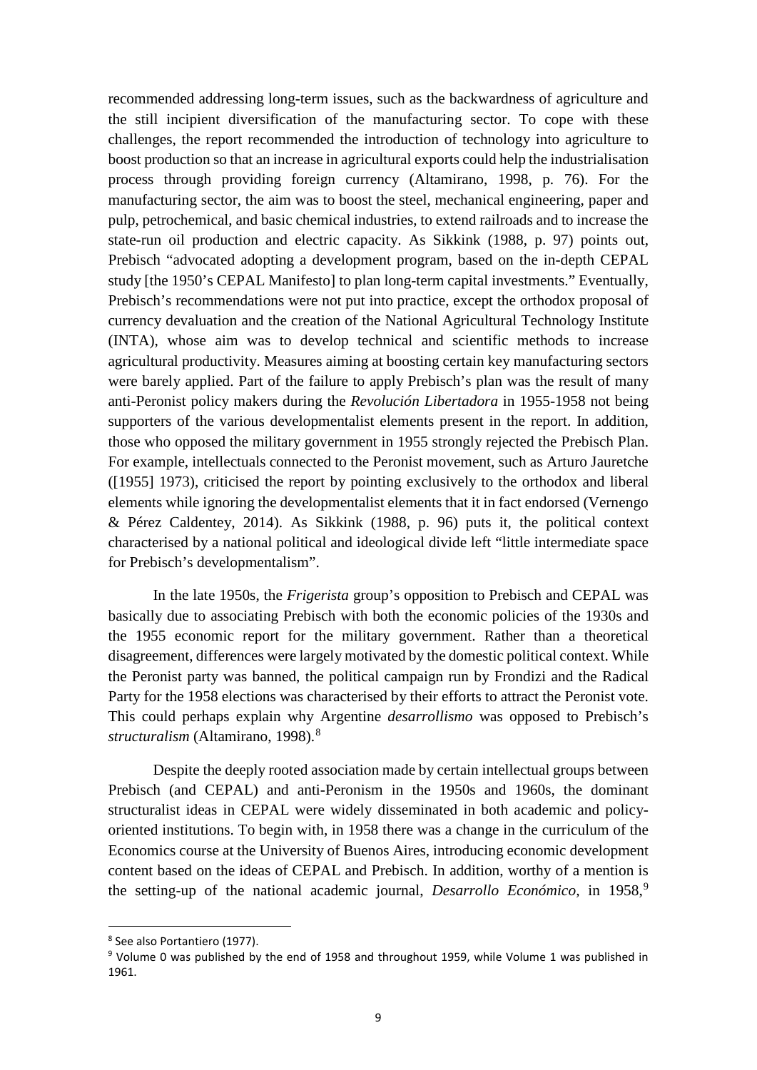recommended addressing long-term issues, such as the backwardness of agriculture and the still incipient diversification of the manufacturing sector. To cope with these challenges, the report recommended the introduction of technology into agriculture to boost production so that an increase in agricultural exports could help the industrialisation process through providing foreign currency (Altamirano, 1998, p. 76). For the manufacturing sector, the aim was to boost the steel, mechanical engineering, paper and pulp, petrochemical, and basic chemical industries, to extend railroads and to increase the state-run oil production and electric capacity. As Sikkink (1988, p. 97) points out, Prebisch "advocated adopting a development program, based on the in-depth CEPAL study [the 1950's CEPAL Manifesto] to plan long-term capital investments." Eventually, Prebisch's recommendations were not put into practice, except the orthodox proposal of currency devaluation and the creation of the National Agricultural Technology Institute (INTA), whose aim was to develop technical and scientific methods to increase agricultural productivity. Measures aiming at boosting certain key manufacturing sectors were barely applied. Part of the failure to apply Prebisch's plan was the result of many anti-Peronist policy makers during the *Revolución Libertadora* in 1955-1958 not being supporters of the various developmentalist elements present in the report. In addition, those who opposed the military government in 1955 strongly rejected the Prebisch Plan. For example, intellectuals connected to the Peronist movement, such as Arturo Jauretche ([1955] 1973), criticised the report by pointing exclusively to the orthodox and liberal elements while ignoring the developmentalist elements that it in fact endorsed (Vernengo & Pérez Caldentey, 2014). As Sikkink (1988, p. 96) puts it, the political context characterised by a national political and ideological divide left "little intermediate space for Prebisch's developmentalism".

In the late 1950s, the *Frigerista* group's opposition to Prebisch and CEPAL was basically due to associating Prebisch with both the economic policies of the 1930s and the 1955 economic report for the military government. Rather than a theoretical disagreement, differences were largely motivated by the domestic political context. While the Peronist party was banned, the political campaign run by Frondizi and the Radical Party for the 1958 elections was characterised by their efforts to attract the Peronist vote. This could perhaps explain why Argentine *desarrollismo* was opposed to Prebisch's *structuralism* (Altamirano, 1998).[8]

Despite the deeply rooted association made by certain intellectual groups between Prebisch (and CEPAL) and anti-Peronism in the 1950s and 1960s, the dominant structuralist ideas in CEPAL were widely disseminated in both academic and policy-oriented institutions. To begin with, in 1958 there was a change in the curriculum of the Economics course at the University of Buenos Aires, introducing economic development content based on the ideas of CEPAL and Prebisch. In addition, worthy of a mention is the setting-up of the national academic journal, *Desarrollo Económico*, in 1958,[9]

[8] See also Portantiero (1977).

[9] Volume 0 was published by the end of 1958 and throughout 1959, while Volume 1 was published in 1961.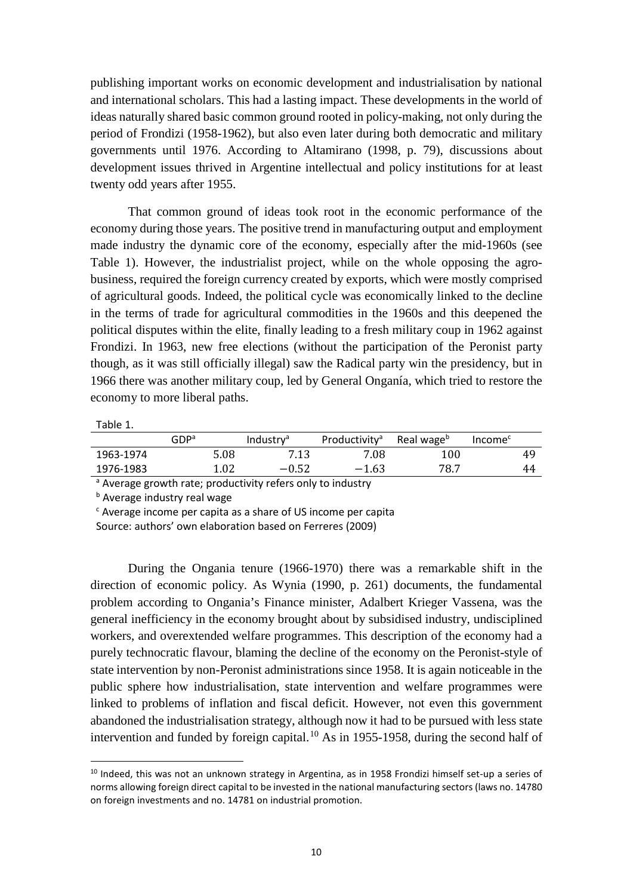publishing important works on economic development and industrialisation by national and international scholars. This had a lasting impact. These developments in the world of ideas naturally shared basic common ground rooted in policy-making, not only during the period of Frondizi (1958-1962), but also even later during both democratic and military governments until 1976. According to Altamirano (1998, p. 79), discussions about development issues thrived in Argentine intellectual and policy institutions for at least twenty odd years after 1955.

That common ground of ideas took root in the economic performance of the economy during those years. The positive trend in manufacturing output and employment made industry the dynamic core of the economy, especially after the mid-1960s (see Table 1). However, the industrialist project, while on the whole opposing the agro-business, required the foreign currency created by exports, which were mostly comprised of agricultural goods. Indeed, the political cycle was economically linked to the decline in the terms of trade for agricultural commodities in the 1960s and this deepened the political disputes within the elite, finally leading to a fresh military coup in 1962 against Frondizi. In 1963, new free elections (without the participation of the Peronist party though, as it was still officially illegal) saw the Radical party win the presidency, but in 1966 there was another military coup, led by General Onganía, which tried to restore the economy to more liberal paths.

Table 1.

| | GDP[a] | Industry[a] | Productivity[a] | Real wage[b] | Income[c] |
|---|---|---|---|---|---|
| 1963-1974 | 5.08 | 7.13 | 7.08 | 100 | 49 |
| 1976-1983 | 1.02 | −0.52 | −1.63 | 78.7 | 44 |

[a] Average growth rate; productivity refers only to industry

[b] Average industry real wage

[c] Average income per capita as a share of US income per capita

Source: authors' own elaboration based on Ferreres (2009)

During the Ongania tenure (1966-1970) there was a remarkable shift in the direction of economic policy. As Wynia (1990, p. 261) documents, the fundamental problem according to Ongania's Finance minister, Adalbert Krieger Vassena, was the general inefficiency in the economy brought about by subsidised industry, undisciplined workers, and overextended welfare programmes. This description of the economy had a purely technocratic flavour, blaming the decline of the economy on the Peronist-style of state intervention by non-Peronist administrations since 1958. It is again noticeable in the public sphere how industrialisation, state intervention and welfare programmes were linked to problems of inflation and fiscal deficit. However, not even this government abandoned the industrialisation strategy, although now it had to be pursued with less state intervention and funded by foreign capital.[10] As in 1955-1958, during the second half of

[10] Indeed, this was not an unknown strategy in Argentina, as in 1958 Frondizi himself set-up a series of norms allowing foreign direct capital to be invested in the national manufacturing sectors (laws no. 14780 on foreign investments and no. 14781 on industrial promotion.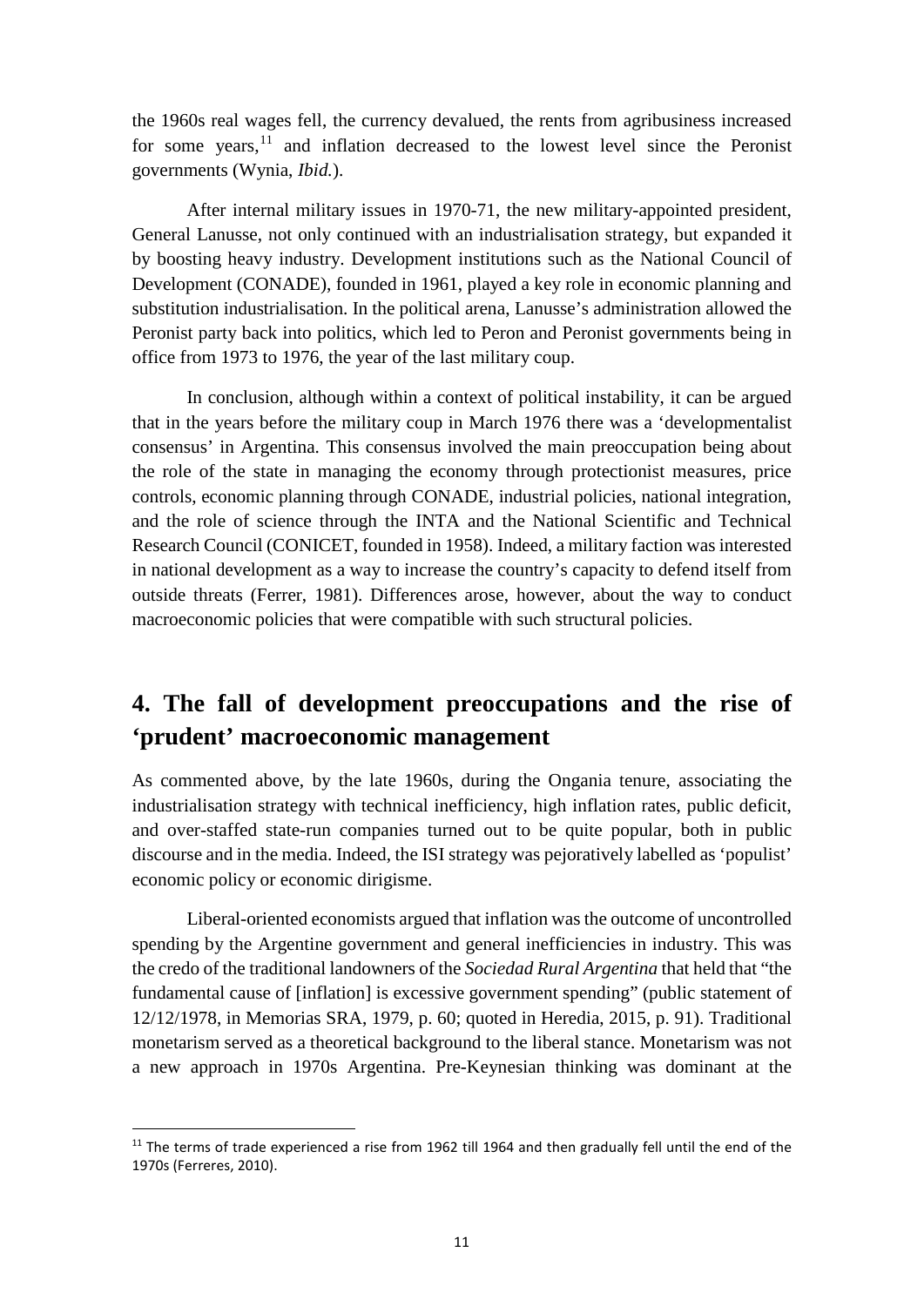the 1960s real wages fell, the currency devalued, the rents from agribusiness increased for some years,[11] and inflation decreased to the lowest level since the Peronist governments (Wynia, *Ibid.*).

After internal military issues in 1970-71, the new military-appointed president, General Lanusse, not only continued with an industrialisation strategy, but expanded it by boosting heavy industry. Development institutions such as the National Council of Development (CONADE), founded in 1961, played a key role in economic planning and substitution industrialisation. In the political arena, Lanusse's administration allowed the Peronist party back into politics, which led to Peron and Peronist governments being in office from 1973 to 1976, the year of the last military coup.

In conclusion, although within a context of political instability, it can be argued that in the years before the military coup in March 1976 there was a 'developmentalist consensus' in Argentina. This consensus involved the main preoccupation being about the role of the state in managing the economy through protectionist measures, price controls, economic planning through CONADE, industrial policies, national integration, and the role of science through the INTA and the National Scientific and Technical Research Council (CONICET, founded in 1958). Indeed, a military faction was interested in national development as a way to increase the country's capacity to defend itself from outside threats (Ferrer, 1981). Differences arose, however, about the way to conduct macroeconomic policies that were compatible with such structural policies.

## 4. The fall of development preoccupations and the rise of 'prudent' macroeconomic management

As commented above, by the late 1960s, during the Ongania tenure, associating the industrialisation strategy with technical inefficiency, high inflation rates, public deficit, and over-staffed state-run companies turned out to be quite popular, both in public discourse and in the media. Indeed, the ISI strategy was pejoratively labelled as 'populist' economic policy or economic dirigisme.

Liberal-oriented economists argued that inflation was the outcome of uncontrolled spending by the Argentine government and general inefficiencies in industry. This was the credo of the traditional landowners of the *Sociedad Rural Argentina* that held that "the fundamental cause of [inflation] is excessive government spending" (public statement of 12/12/1978, in Memorias SRA, 1979, p. 60; quoted in Heredia, 2015, p. 91). Traditional monetarism served as a theoretical background to the liberal stance. Monetarism was not a new approach in 1970s Argentina. Pre-Keynesian thinking was dominant at the

[11] The terms of trade experienced a rise from 1962 till 1964 and then gradually fell until the end of the 1970s (Ferreres, 2010).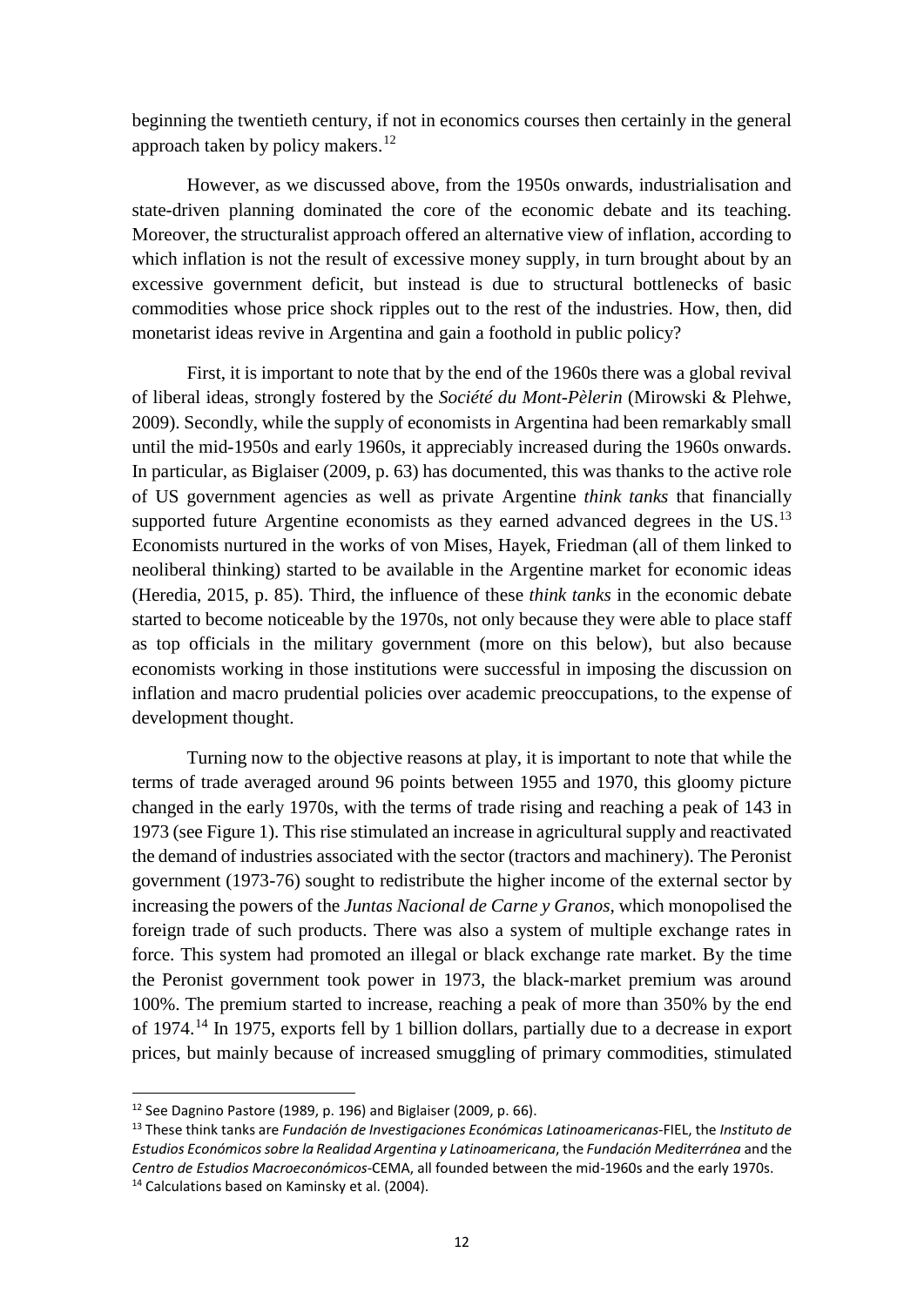beginning the twentieth century, if not in economics courses then certainly in the general approach taken by policy makers.[12]

However, as we discussed above, from the 1950s onwards, industrialisation and state-driven planning dominated the core of the economic debate and its teaching. Moreover, the structuralist approach offered an alternative view of inflation, according to which inflation is not the result of excessive money supply, in turn brought about by an excessive government deficit, but instead is due to structural bottlenecks of basic commodities whose price shock ripples out to the rest of the industries. How, then, did monetarist ideas revive in Argentina and gain a foothold in public policy?

First, it is important to note that by the end of the 1960s there was a global revival of liberal ideas, strongly fostered by the *Société du Mont-Pèlerin* (Mirowski & Plehwe, 2009). Secondly, while the supply of economists in Argentina had been remarkably small until the mid-1950s and early 1960s, it appreciably increased during the 1960s onwards. In particular, as Biglaiser (2009, p. 63) has documented, this was thanks to the active role of US government agencies as well as private Argentine *think tanks* that financially supported future Argentine economists as they earned advanced degrees in the US.[13] Economists nurtured in the works of von Mises, Hayek, Friedman (all of them linked to neoliberal thinking) started to be available in the Argentine market for economic ideas (Heredia, 2015, p. 85). Third, the influence of these *think tanks* in the economic debate started to become noticeable by the 1970s, not only because they were able to place staff as top officials in the military government (more on this below), but also because economists working in those institutions were successful in imposing the discussion on inflation and macro prudential policies over academic preoccupations, to the expense of development thought.

Turning now to the objective reasons at play, it is important to note that while the terms of trade averaged around 96 points between 1955 and 1970, this gloomy picture changed in the early 1970s, with the terms of trade rising and reaching a peak of 143 in 1973 (see Figure 1). This rise stimulated an increase in agricultural supply and reactivated the demand of industries associated with the sector (tractors and machinery). The Peronist government (1973-76) sought to redistribute the higher income of the external sector by increasing the powers of the *Juntas Nacional de Carne y Granos*, which monopolised the foreign trade of such products. There was also a system of multiple exchange rates in force. This system had promoted an illegal or black exchange rate market. By the time the Peronist government took power in 1973, the black-market premium was around 100%. The premium started to increase, reaching a peak of more than 350% by the end of 1974.[14] In 1975, exports fell by 1 billion dollars, partially due to a decrease in export prices, but mainly because of increased smuggling of primary commodities, stimulated

[12] See Dagnino Pastore (1989, p. 196) and Biglaiser (2009, p. 66).

[13] These think tanks are *Fundación de Investigaciones Económicas Latinoamericanas*-FIEL, the *Instituto de Estudios Económicos sobre la Realidad Argentina y Latinoamericana*, the *Fundación Mediterránea* and the *Centro de Estudios Macroeconómicos*-CEMA, all founded between the mid-1960s and the early 1970s.

[14] Calculations based on Kaminsky et al. (2004).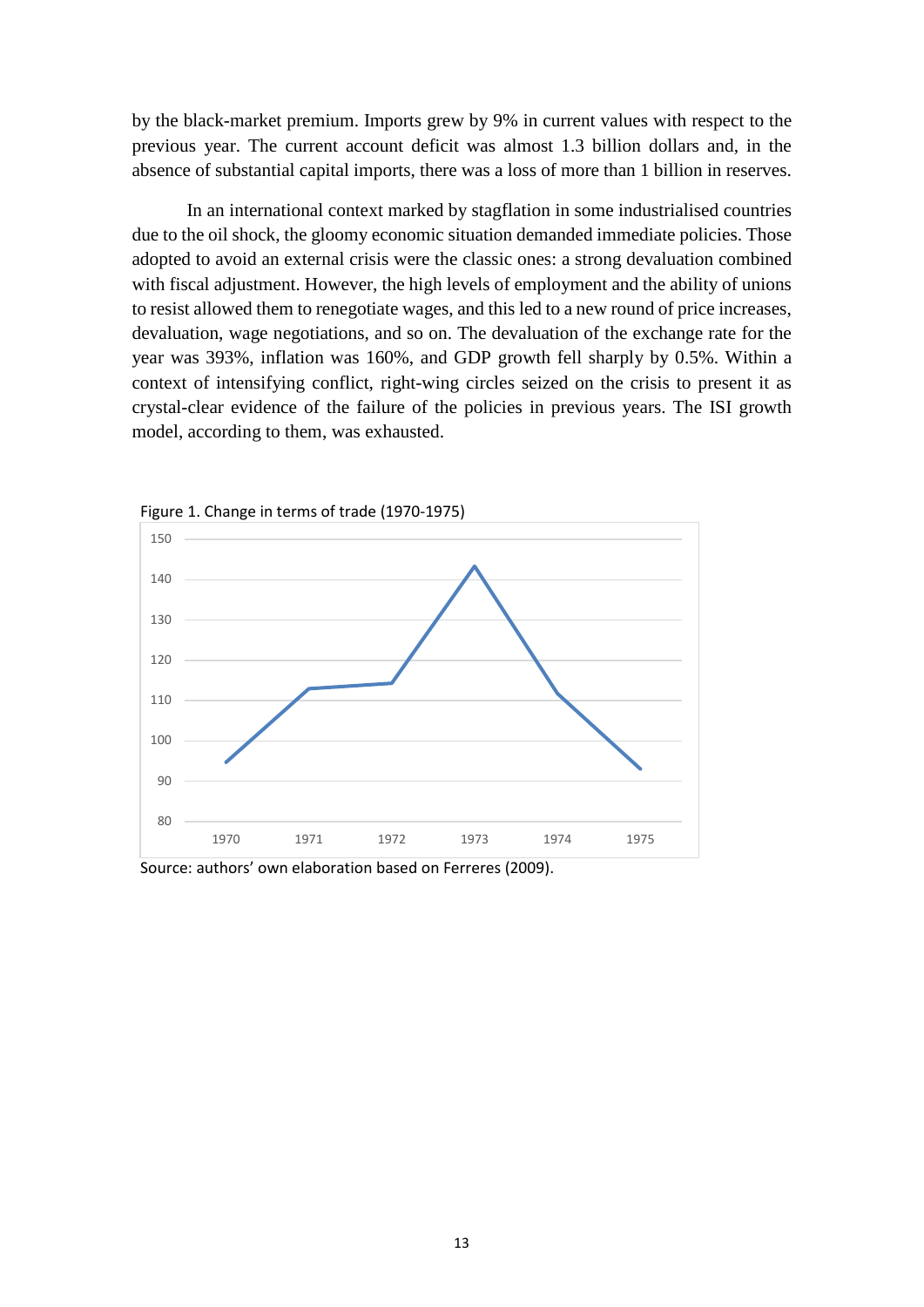by the black-market premium. Imports grew by 9% in current values with respect to the previous year. The current account deficit was almost 1.3 billion dollars and, in the absence of substantial capital imports, there was a loss of more than 1 billion in reserves.

In an international context marked by stagflation in some industrialised countries due to the oil shock, the gloomy economic situation demanded immediate policies. Those adopted to avoid an external crisis were the classic ones: a strong devaluation combined with fiscal adjustment. However, the high levels of employment and the ability of unions to resist allowed them to renegotiate wages, and this led to a new round of price increases, devaluation, wage negotiations, and so on. The devaluation of the exchange rate for the year was 393%, inflation was 160%, and GDP growth fell sharply by 0.5%. Within a context of intensifying conflict, right-wing circles seized on the crisis to present it as crystal-clear evidence of the failure of the policies in previous years. The ISI growth model, according to them, was exhausted.

Figure 1. Change in terms of trade (1970-1975)

Source: authors' own elaboration based on Ferreres (2009).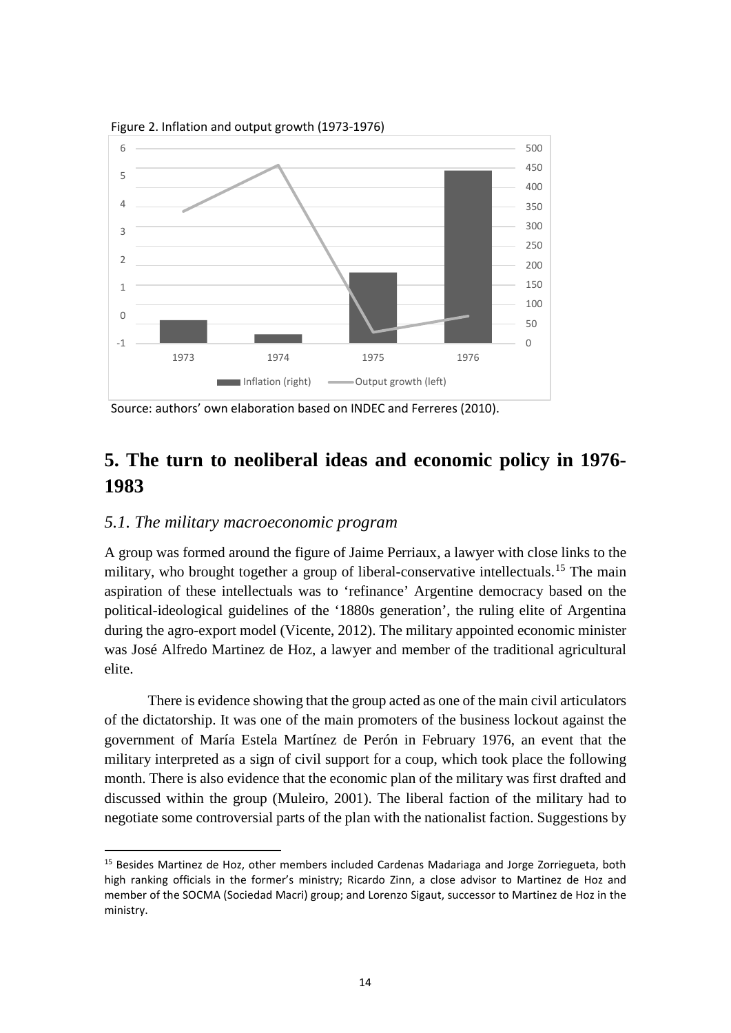Figure 2. Inflation and output growth (1973-1976)

Source: authors' own elaboration based on INDEC and Ferreres (2010).

## 5. The turn to neoliberal ideas and economic policy in 1976-1983

### *5.1. The military macroeconomic program*

A group was formed around the figure of Jaime Perriaux, a lawyer with close links to the military, who brought together a group of liberal-conservative intellectuals.[15] The main aspiration of these intellectuals was to 'refinance' Argentine democracy based on the political-ideological guidelines of the '1880s generation', the ruling elite of Argentina during the agro-export model (Vicente, 2012). The military appointed economic minister was José Alfredo Martinez de Hoz, a lawyer and member of the traditional agricultural elite.

There is evidence showing that the group acted as one of the main civil articulators of the dictatorship. It was one of the main promoters of the business lockout against the government of María Estela Martínez de Perón in February 1976, an event that the military interpreted as a sign of civil support for a coup, which took place the following month. There is also evidence that the economic plan of the military was first drafted and discussed within the group (Muleiro, 2001). The liberal faction of the military had to negotiate some controversial parts of the plan with the nationalist faction. Suggestions by

---

[15] Besides Martinez de Hoz, other members included Cardenas Madariaga and Jorge Zorriegueta, both high ranking officials in the former's ministry; Ricardo Zinn, a close advisor to Martinez de Hoz and member of the SOCMA (Sociedad Macri) group; and Lorenzo Sigaut, successor to Martinez de Hoz in the ministry.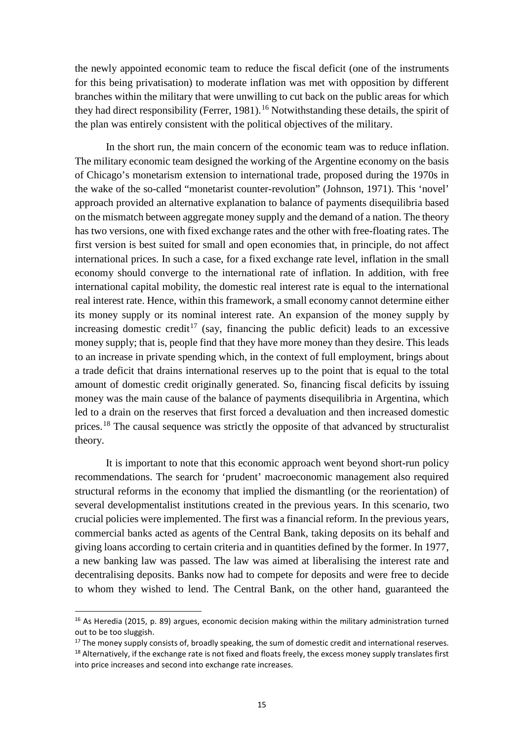the newly appointed economic team to reduce the fiscal deficit (one of the instruments for this being privatisation) to moderate inflation was met with opposition by different branches within the military that were unwilling to cut back on the public areas for which they had direct responsibility (Ferrer, 1981).[16] Notwithstanding these details, the spirit of the plan was entirely consistent with the political objectives of the military.

In the short run, the main concern of the economic team was to reduce inflation. The military economic team designed the working of the Argentine economy on the basis of Chicago's monetarism extension to international trade, proposed during the 1970s in the wake of the so-called "monetarist counter-revolution" (Johnson, 1971). This 'novel' approach provided an alternative explanation to balance of payments disequilibria based on the mismatch between aggregate money supply and the demand of a nation. The theory has two versions, one with fixed exchange rates and the other with free-floating rates. The first version is best suited for small and open economies that, in principle, do not affect international prices. In such a case, for a fixed exchange rate level, inflation in the small economy should converge to the international rate of inflation. In addition, with free international capital mobility, the domestic real interest rate is equal to the international real interest rate. Hence, within this framework, a small economy cannot determine either its money supply or its nominal interest rate. An expansion of the money supply by increasing domestic credit[17] (say, financing the public deficit) leads to an excessive money supply; that is, people find that they have more money than they desire. This leads to an increase in private spending which, in the context of full employment, brings about a trade deficit that drains international reserves up to the point that is equal to the total amount of domestic credit originally generated. So, financing fiscal deficits by issuing money was the main cause of the balance of payments disequilibria in Argentina, which led to a drain on the reserves that first forced a devaluation and then increased domestic prices.[18] The causal sequence was strictly the opposite of that advanced by structuralist theory.

It is important to note that this economic approach went beyond short-run policy recommendations. The search for 'prudent' macroeconomic management also required structural reforms in the economy that implied the dismantling (or the reorientation) of several developmentalist institutions created in the previous years. In this scenario, two crucial policies were implemented. The first was a financial reform. In the previous years, commercial banks acted as agents of the Central Bank, taking deposits on its behalf and giving loans according to certain criteria and in quantities defined by the former. In 1977, a new banking law was passed. The law was aimed at liberalising the interest rate and decentralising deposits. Banks now had to compete for deposits and were free to decide to whom they wished to lend. The Central Bank, on the other hand, guaranteed the

---

[16] As Heredia (2015, p. 89) argues, economic decision making within the military administration turned out to be too sluggish.

[17] The money supply consists of, broadly speaking, the sum of domestic credit and international reserves.

[18] Alternatively, if the exchange rate is not fixed and floats freely, the excess money supply translates first into price increases and second into exchange rate increases.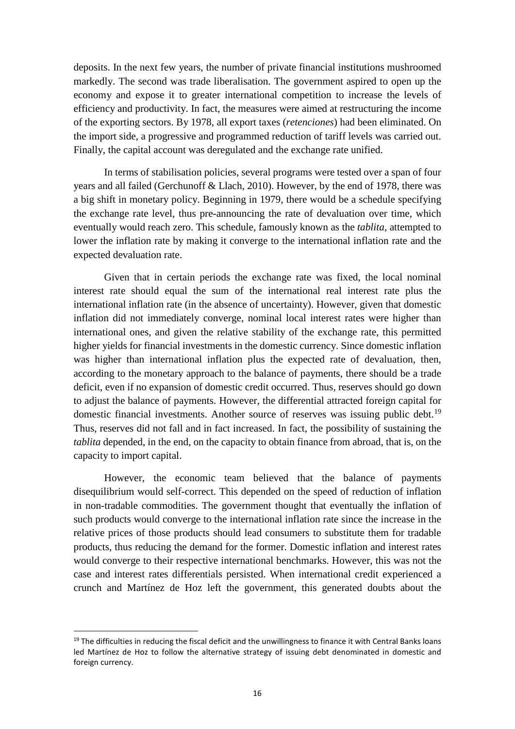deposits. In the next few years, the number of private financial institutions mushroomed markedly. The second was trade liberalisation. The government aspired to open up the economy and expose it to greater international competition to increase the levels of efficiency and productivity. In fact, the measures were aimed at restructuring the income of the exporting sectors. By 1978, all export taxes (*retenciones*) had been eliminated. On the import side, a progressive and programmed reduction of tariff levels was carried out. Finally, the capital account was deregulated and the exchange rate unified.

In terms of stabilisation policies, several programs were tested over a span of four years and all failed (Gerchunoff & Llach, 2010). However, by the end of 1978, there was a big shift in monetary policy. Beginning in 1979, there would be a schedule specifying the exchange rate level, thus pre-announcing the rate of devaluation over time, which eventually would reach zero. This schedule, famously known as the *tablita*, attempted to lower the inflation rate by making it converge to the international inflation rate and the expected devaluation rate.

Given that in certain periods the exchange rate was fixed, the local nominal interest rate should equal the sum of the international real interest rate plus the international inflation rate (in the absence of uncertainty). However, given that domestic inflation did not immediately converge, nominal local interest rates were higher than international ones, and given the relative stability of the exchange rate, this permitted higher yields for financial investments in the domestic currency. Since domestic inflation was higher than international inflation plus the expected rate of devaluation, then, according to the monetary approach to the balance of payments, there should be a trade deficit, even if no expansion of domestic credit occurred. Thus, reserves should go down to adjust the balance of payments. However, the differential attracted foreign capital for domestic financial investments. Another source of reserves was issuing public debt.[19] Thus, reserves did not fall and in fact increased. In fact, the possibility of sustaining the *tablita* depended, in the end, on the capacity to obtain finance from abroad, that is, on the capacity to import capital.

However, the economic team believed that the balance of payments disequilibrium would self-correct. This depended on the speed of reduction of inflation in non-tradable commodities. The government thought that eventually the inflation of such products would converge to the international inflation rate since the increase in the relative prices of those products should lead consumers to substitute them for tradable products, thus reducing the demand for the former. Domestic inflation and interest rates would converge to their respective international benchmarks. However, this was not the case and interest rates differentials persisted. When international credit experienced a crunch and Martínez de Hoz left the government, this generated doubts about the

[19] The difficulties in reducing the fiscal deficit and the unwillingness to finance it with Central Banks loans led Martínez de Hoz to follow the alternative strategy of issuing debt denominated in domestic and foreign currency.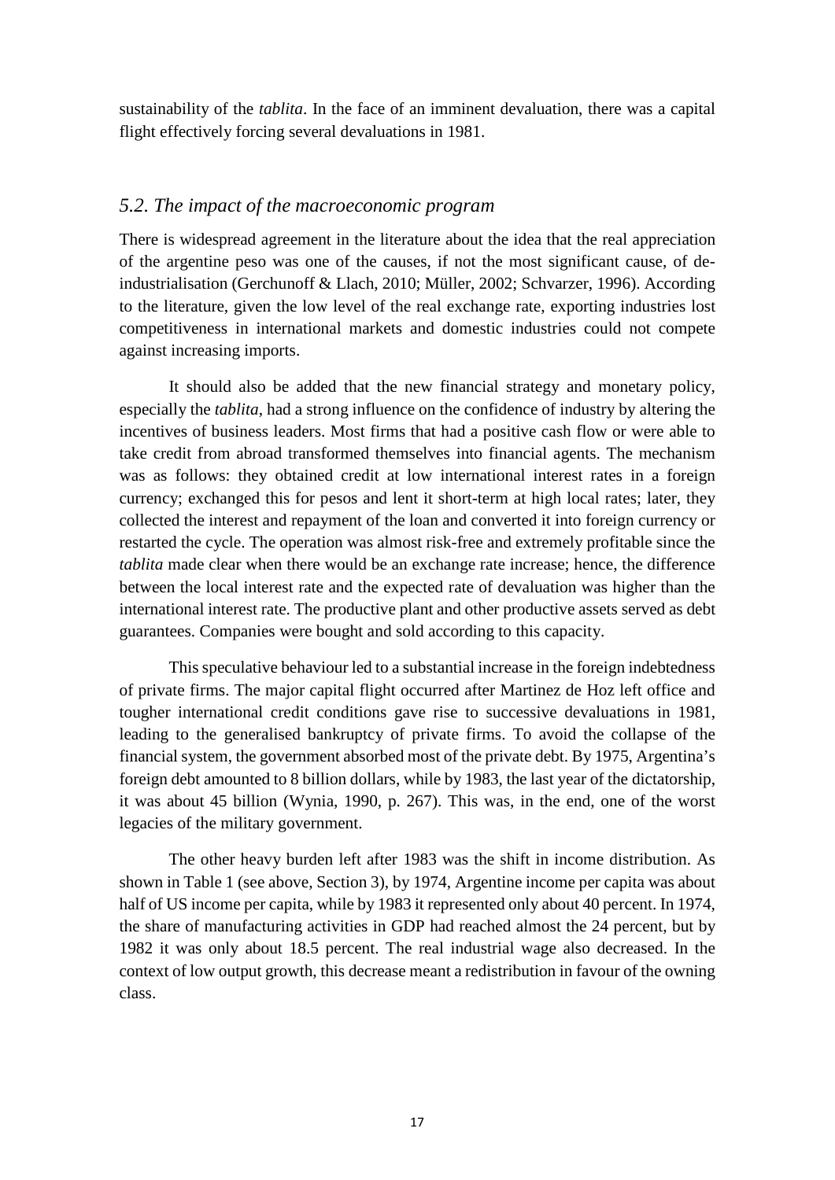sustainability of the *tablita*. In the face of an imminent devaluation, there was a capital flight effectively forcing several devaluations in 1981.

### *5.2. The impact of the macroeconomic program*

There is widespread agreement in the literature about the idea that the real appreciation of the argentine peso was one of the causes, if not the most significant cause, of de-industrialisation (Gerchunoff & Llach, 2010; Müller, 2002; Schvarzer, 1996). According to the literature, given the low level of the real exchange rate, exporting industries lost competitiveness in international markets and domestic industries could not compete against increasing imports.

It should also be added that the new financial strategy and monetary policy, especially the *tablita*, had a strong influence on the confidence of industry by altering the incentives of business leaders. Most firms that had a positive cash flow or were able to take credit from abroad transformed themselves into financial agents. The mechanism was as follows: they obtained credit at low international interest rates in a foreign currency; exchanged this for pesos and lent it short-term at high local rates; later, they collected the interest and repayment of the loan and converted it into foreign currency or restarted the cycle. The operation was almost risk-free and extremely profitable since the *tablita* made clear when there would be an exchange rate increase; hence, the difference between the local interest rate and the expected rate of devaluation was higher than the international interest rate. The productive plant and other productive assets served as debt guarantees. Companies were bought and sold according to this capacity.

This speculative behaviour led to a substantial increase in the foreign indebtedness of private firms. The major capital flight occurred after Martinez de Hoz left office and tougher international credit conditions gave rise to successive devaluations in 1981, leading to the generalised bankruptcy of private firms. To avoid the collapse of the financial system, the government absorbed most of the private debt. By 1975, Argentina's foreign debt amounted to 8 billion dollars, while by 1983, the last year of the dictatorship, it was about 45 billion (Wynia, 1990, p. 267). This was, in the end, one of the worst legacies of the military government.

The other heavy burden left after 1983 was the shift in income distribution. As shown in Table 1 (see above, Section 3), by 1974, Argentine income per capita was about half of US income per capita, while by 1983 it represented only about 40 percent. In 1974, the share of manufacturing activities in GDP had reached almost the 24 percent, but by 1982 it was only about 18.5 percent. The real industrial wage also decreased. In the context of low output growth, this decrease meant a redistribution in favour of the owning class.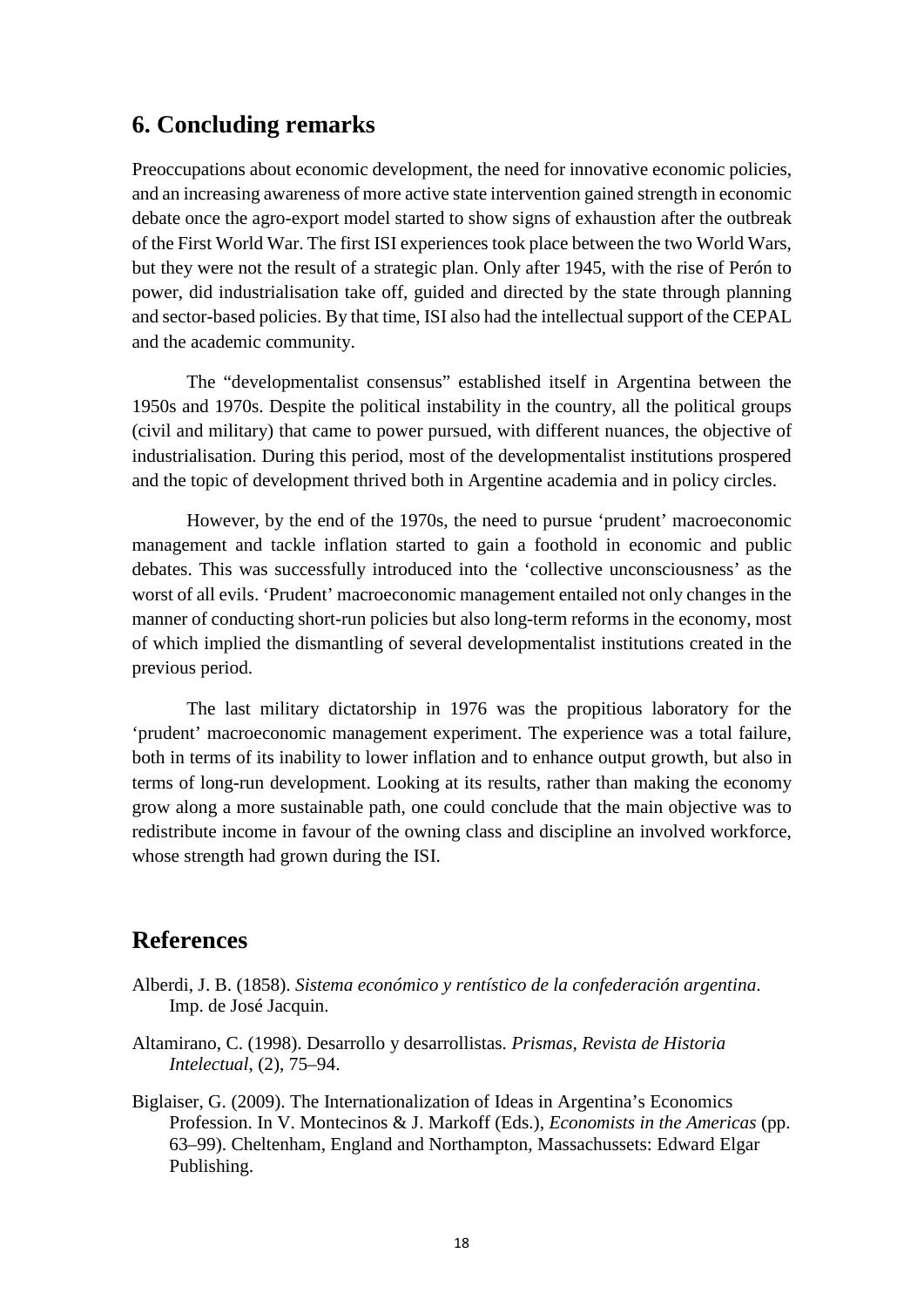## 6. Concluding remarks

Preoccupations about economic development, the need for innovative economic policies, and an increasing awareness of more active state intervention gained strength in economic debate once the agro-export model started to show signs of exhaustion after the outbreak of the First World War. The first ISI experiences took place between the two World Wars, but they were not the result of a strategic plan. Only after 1945, with the rise of Perón to power, did industrialisation take off, guided and directed by the state through planning and sector-based policies. By that time, ISI also had the intellectual support of the CEPAL and the academic community.

The "developmentalist consensus" established itself in Argentina between the 1950s and 1970s. Despite the political instability in the country, all the political groups (civil and military) that came to power pursued, with different nuances, the objective of industrialisation. During this period, most of the developmentalist institutions prospered and the topic of development thrived both in Argentine academia and in policy circles.

However, by the end of the 1970s, the need to pursue 'prudent' macroeconomic management and tackle inflation started to gain a foothold in economic and public debates. This was successfully introduced into the 'collective unconsciousness' as the worst of all evils. 'Prudent' macroeconomic management entailed not only changes in the manner of conducting short-run policies but also long-term reforms in the economy, most of which implied the dismantling of several developmentalist institutions created in the previous period.

The last military dictatorship in 1976 was the propitious laboratory for the 'prudent' macroeconomic management experiment. The experience was a total failure, both in terms of its inability to lower inflation and to enhance output growth, but also in terms of long-run development. Looking at its results, rather than making the economy grow along a more sustainable path, one could conclude that the main objective was to redistribute income in favour of the owning class and discipline an involved workforce, whose strength had grown during the ISI.

## References

Alberdi, J. B. (1858). *Sistema económico y rentístico de la confederación argentina*. Imp. de José Jacquin.

Altamirano, C. (1998). Desarrollo y desarrollistas. *Prismas, Revista de Historia Intelectual*, (2), 75–94.

Biglaiser, G. (2009). The Internationalization of Ideas in Argentina's Economics Profession. In V. Montecinos & J. Markoff (Eds.), *Economists in the Americas* (pp. 63–99). Cheltenham, England and Northampton, Massachussets: Edward Elgar Publishing.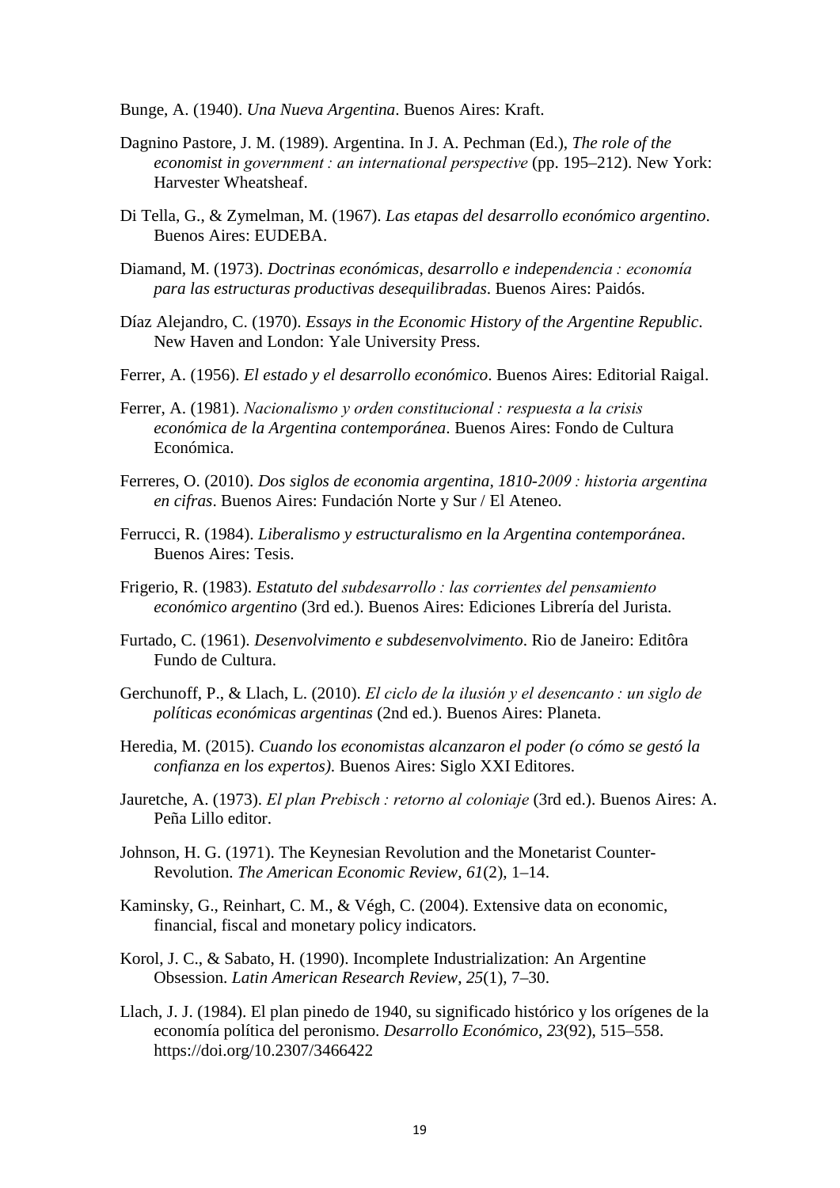Bunge, A. (1940). *Una Nueva Argentina*. Buenos Aires: Kraft.

Dagnino Pastore, J. M. (1989). Argentina. In J. A. Pechman (Ed.), *The role of the economist in government : an international perspective* (pp. 195–212). New York: Harvester Wheatsheaf.

Di Tella, G., & Zymelman, M. (1967). *Las etapas del desarrollo económico argentino*. Buenos Aires: EUDEBA.

Diamand, M. (1973). *Doctrinas económicas, desarrollo e independencia : economía para las estructuras productivas desequilibradas*. Buenos Aires: Paidós.

Díaz Alejandro, C. (1970). *Essays in the Economic History of the Argentine Republic*. New Haven and London: Yale University Press.

Ferrer, A. (1956). *El estado y el desarrollo económico*. Buenos Aires: Editorial Raigal.

Ferrer, A. (1981). *Nacionalismo y orden constitucional : respuesta a la crisis económica de la Argentina contemporánea*. Buenos Aires: Fondo de Cultura Económica.

Ferreres, O. (2010). *Dos siglos de economia argentina, 1810-2009 : historia argentina en cifras*. Buenos Aires: Fundación Norte y Sur / El Ateneo.

Ferrucci, R. (1984). *Liberalismo y estructuralismo en la Argentina contemporánea*. Buenos Aires: Tesis.

Frigerio, R. (1983). *Estatuto del subdesarrollo : las corrientes del pensamiento económico argentino* (3rd ed.). Buenos Aires: Ediciones Librería del Jurista.

Furtado, C. (1961). *Desenvolvimento e subdesenvolvimento*. Rio de Janeiro: Editôra Fundo de Cultura.

Gerchunoff, P., & Llach, L. (2010). *El ciclo de la ilusión y el desencanto : un siglo de políticas económicas argentinas* (2nd ed.). Buenos Aires: Planeta.

Heredia, M. (2015). *Cuando los economistas alcanzaron el poder (o cómo se gestó la confianza en los expertos)*. Buenos Aires: Siglo XXI Editores.

Jauretche, A. (1973). *El plan Prebisch : retorno al coloniaje* (3rd ed.). Buenos Aires: A. Peña Lillo editor.

Johnson, H. G. (1971). The Keynesian Revolution and the Monetarist Counter-Revolution. *The American Economic Review*, *61*(2), 1–14.

Kaminsky, G., Reinhart, C. M., & Végh, C. (2004). Extensive data on economic, financial, fiscal and monetary policy indicators.

Korol, J. C., & Sabato, H. (1990). Incomplete Industrialization: An Argentine Obsession. *Latin American Research Review*, *25*(1), 7–30.

Llach, J. J. (1984). El plan pinedo de 1940, su significado histórico y los orígenes de la economía política del peronismo. *Desarrollo Económico*, *23*(92), 515–558. https://doi.org/10.2307/3466422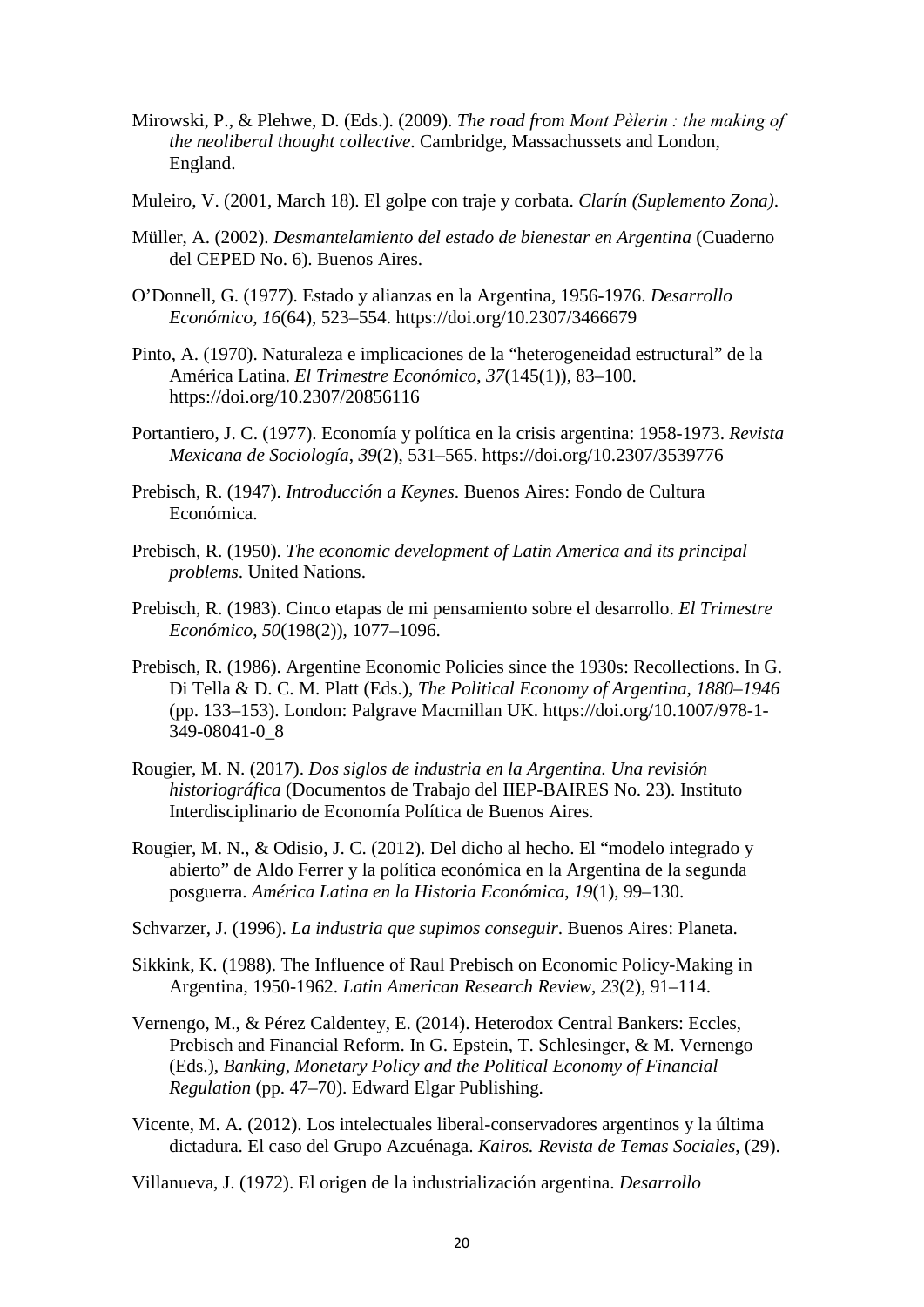Mirowski, P., & Plehwe, D. (Eds.). (2009). *The road from Mont Pèlerin : the making of the neoliberal thought collective*. Cambridge, Massachussets and London, England.

Muleiro, V. (2001, March 18). El golpe con traje y corbata. *Clarín (Suplemento Zona)*.

Müller, A. (2002). *Desmantelamiento del estado de bienestar en Argentina* (Cuaderno del CEPED No. 6). Buenos Aires.

O'Donnell, G. (1977). Estado y alianzas en la Argentina, 1956-1976. *Desarrollo Económico*, *16*(64), 523–554. https://doi.org/10.2307/3466679

Pinto, A. (1970). Naturaleza e implicaciones de la "heterogeneidad estructural" de la América Latina. *El Trimestre Económico*, *37*(145(1)), 83–100. https://doi.org/10.2307/20856116

Portantiero, J. C. (1977). Economía y política en la crisis argentina: 1958-1973. *Revista Mexicana de Sociología*, *39*(2), 531–565. https://doi.org/10.2307/3539776

Prebisch, R. (1947). *Introducción a Keynes*. Buenos Aires: Fondo de Cultura Económica.

Prebisch, R. (1950). *The economic development of Latin America and its principal problems*. United Nations.

Prebisch, R. (1983). Cinco etapas de mi pensamiento sobre el desarrollo. *El Trimestre Económico*, *50*(198(2)), 1077–1096.

Prebisch, R. (1986). Argentine Economic Policies since the 1930s: Recollections. In G. Di Tella & D. C. M. Platt (Eds.), *The Political Economy of Argentina, 1880–1946* (pp. 133–153). London: Palgrave Macmillan UK. https://doi.org/10.1007/978-1-349-08041-0_8

Rougier, M. N. (2017). *Dos siglos de industria en la Argentina. Una revisión historiográfica* (Documentos de Trabajo del IIEP-BAIRES No. 23). Instituto Interdisciplinario de Economía Política de Buenos Aires.

Rougier, M. N., & Odisio, J. C. (2012). Del dicho al hecho. El "modelo integrado y abierto" de Aldo Ferrer y la política económica en la Argentina de la segunda posguerra. *América Latina en la Historia Económica*, *19*(1), 99–130.

Schvarzer, J. (1996). *La industria que supimos conseguir*. Buenos Aires: Planeta.

Sikkink, K. (1988). The Influence of Raul Prebisch on Economic Policy-Making in Argentina, 1950-1962. *Latin American Research Review*, *23*(2), 91–114.

Vernengo, M., & Pérez Caldentey, E. (2014). Heterodox Central Bankers: Eccles, Prebisch and Financial Reform. In G. Epstein, T. Schlesinger, & M. Vernengo (Eds.), *Banking, Monetary Policy and the Political Economy of Financial Regulation* (pp. 47–70). Edward Elgar Publishing.

Vicente, M. A. (2012). Los intelectuales liberal-conservadores argentinos y la última dictadura. El caso del Grupo Azcuénaga. *Kairos. Revista de Temas Sociales*, (29).

Villanueva, J. (1972). El origen de la industrialización argentina. *Desarrollo*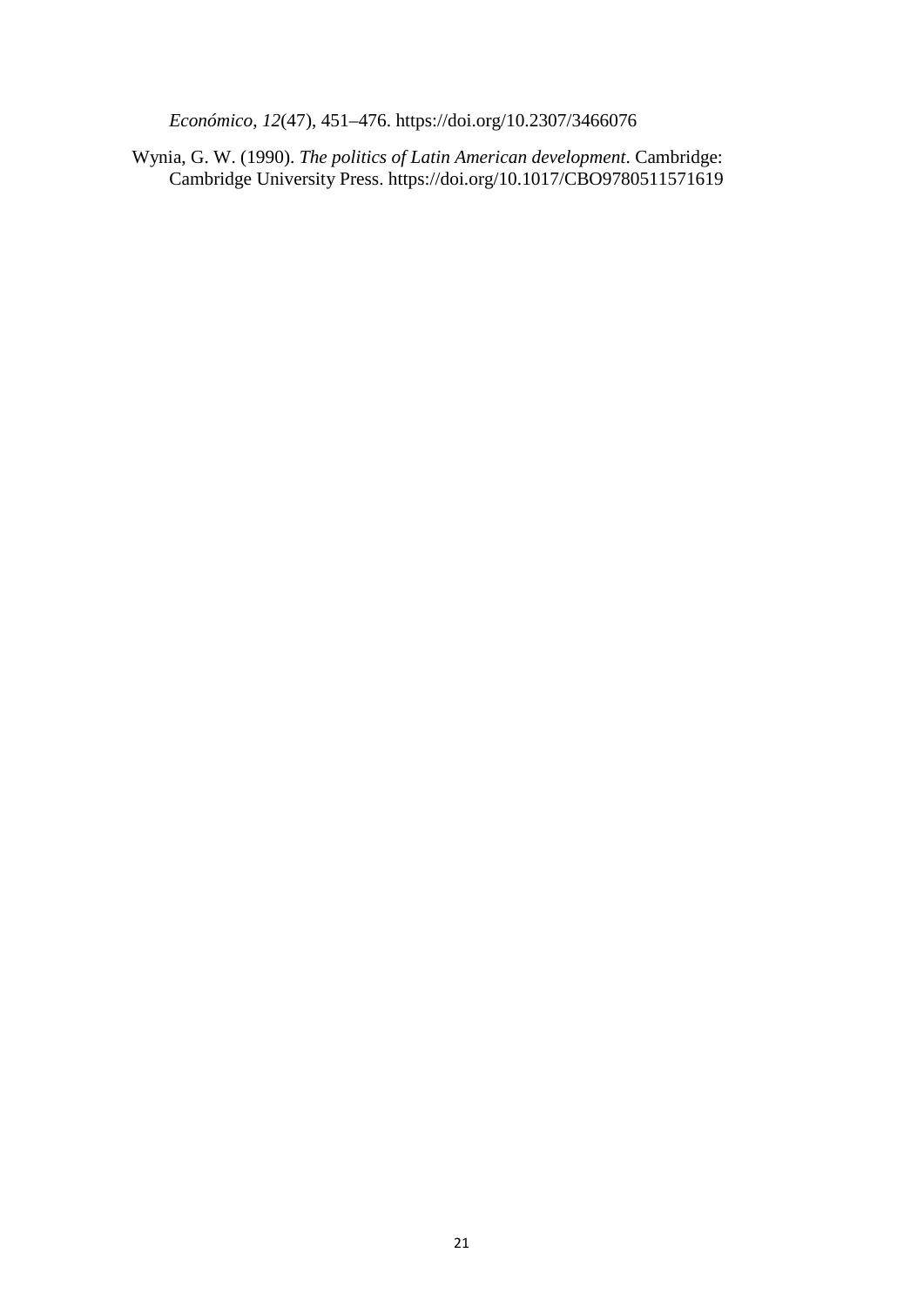*Económico*, *12*(47), 451–476. https://doi.org/10.2307/3466076

Wynia, G. W. (1990). *The politics of Latin American development*. Cambridge: Cambridge University Press. https://doi.org/10.1017/CBO9780511571619